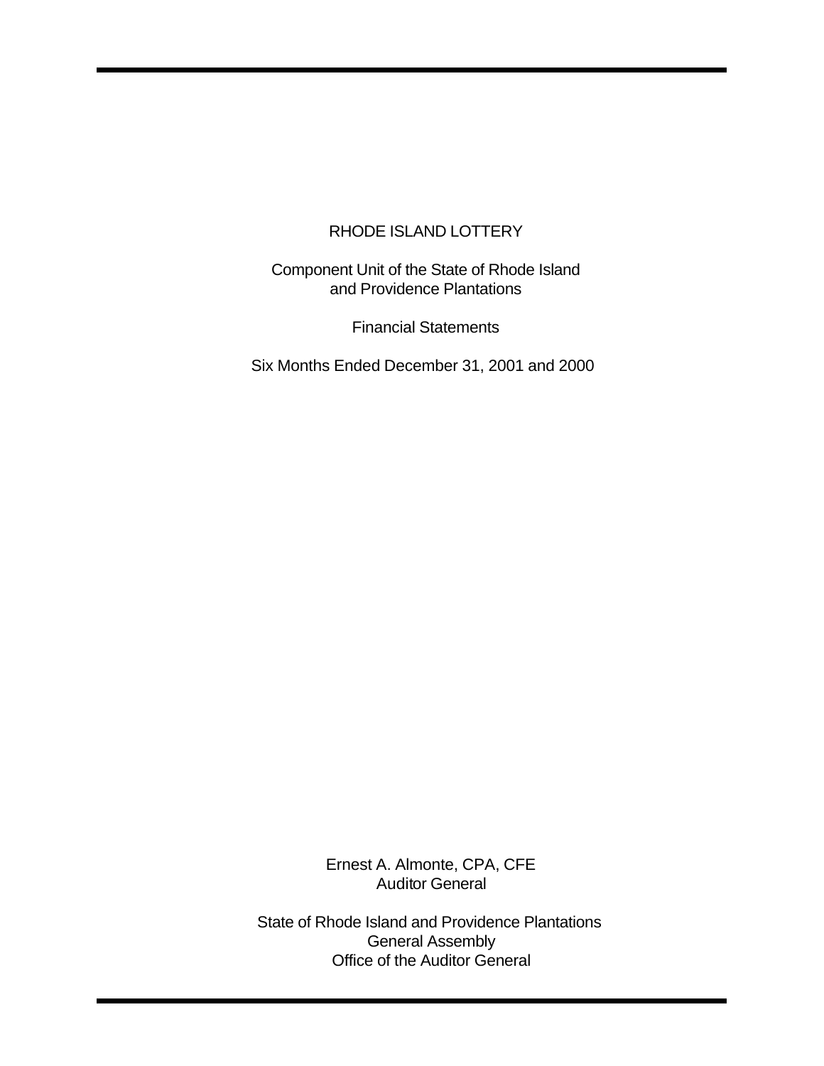# RHODE ISLAND LOTTERY

Component Unit of the State of Rhode Island
and Providence Plantations

Financial Statements

Six Months Ended December 31, 2001 and 2000

Ernest A. Almonte, CPA, CFE
Auditor General

State of Rhode Island and Providence Plantations
General Assembly
Office of the Auditor General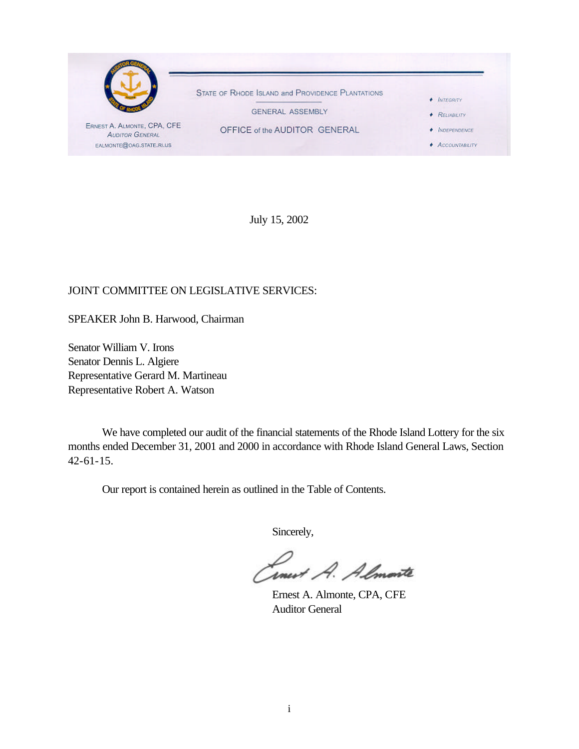STATE OF RHODE ISLAND and PROVIDENCE PLANTATIONS

GENERAL ASSEMBLY

OFFICE of the AUDITOR GENERAL

ERNEST A. ALMONTE, CPA, CFE
AUDITOR GENERAL
EALMONTE@OAG.STATE.RI.US

- INTEGRITY
- RELIABILITY
- INDEPENDENCE
- ACCOUNTABILITY

July 15, 2002

JOINT COMMITTEE ON LEGISLATIVE SERVICES:

SPEAKER John B. Harwood, Chairman

Senator William V. Irons
Senator Dennis L. Algiere
Representative Gerard M. Martineau
Representative Robert A. Watson

We have completed our audit of the financial statements of the Rhode Island Lottery for the six months ended December 31, 2001 and 2000 in accordance with Rhode Island General Laws, Section 42-61-15.

Our report is contained herein as outlined in the Table of Contents.

Sincerely,

Ernest A. Almonte, CPA, CFE
Auditor General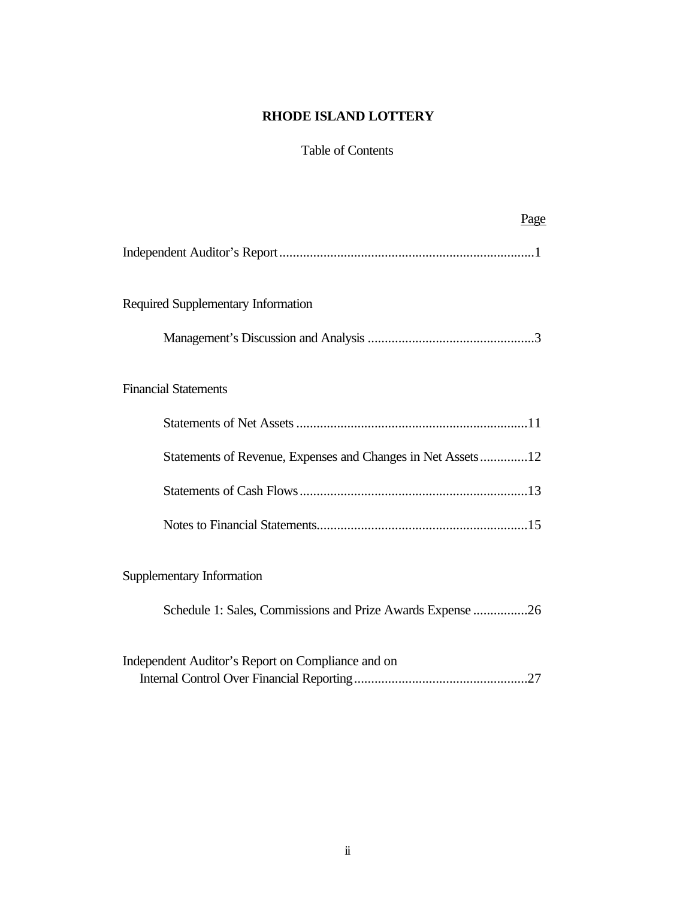# RHODE ISLAND LOTTERY

Table of Contents

| | Page |
|---|---|
| Independent Auditor's Report | 1 |
| **Required Supplementary Information** | |
| Management's Discussion and Analysis | 3 |
| **Financial Statements** | |
| Statements of Net Assets | 11 |
| Statements of Revenue, Expenses and Changes in Net Assets | 12 |
| Statements of Cash Flows | 13 |
| Notes to Financial Statements | 15 |
| **Supplementary Information** | |
| Schedule 1: Sales, Commissions and Prize Awards Expense | 26 |
| Independent Auditor's Report on Compliance and on Internal Control Over Financial Reporting | 27 |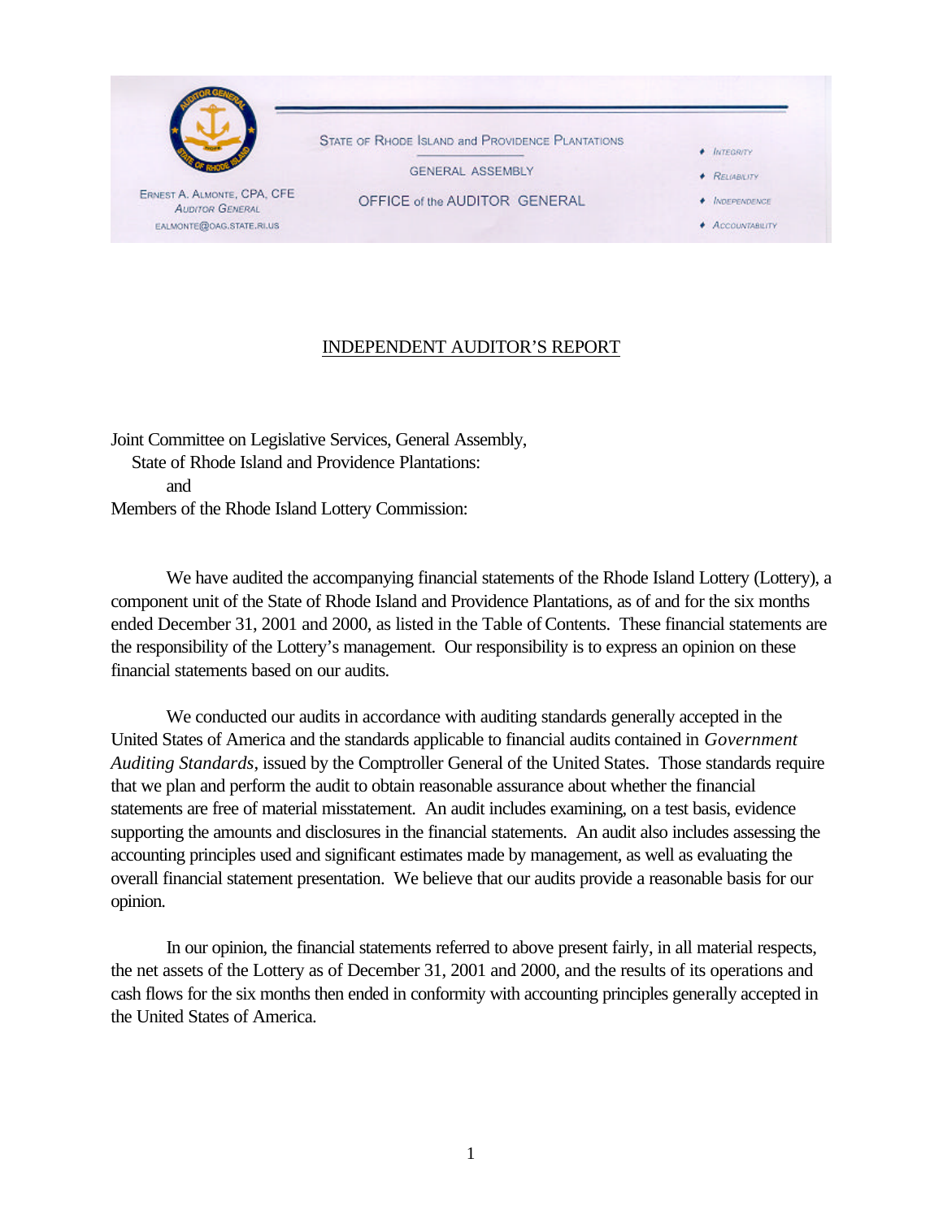STATE OF RHODE ISLAND and PROVIDENCE PLANTATIONS

GENERAL ASSEMBLY

OFFICE of the AUDITOR GENERAL

ERNEST A. ALMONTE, CPA, CFE
*AUDITOR GENERAL*
EALMONTE@OAG.STATE.RI.US

- *INTEGRITY*
- *RELIABILITY*
- *INDEPENDENCE*
- *ACCOUNTABILITY*

## INDEPENDENT AUDITOR'S REPORT

Joint Committee on Legislative Services, General Assembly,
State of Rhode Island and Providence Plantations:
and
Members of the Rhode Island Lottery Commission:

We have audited the accompanying financial statements of the Rhode Island Lottery (Lottery), a component unit of the State of Rhode Island and Providence Plantations, as of and for the six months ended December 31, 2001 and 2000, as listed in the Table of Contents. These financial statements are the responsibility of the Lottery's management. Our responsibility is to express an opinion on these financial statements based on our audits.

We conducted our audits in accordance with auditing standards generally accepted in the United States of America and the standards applicable to financial audits contained in *Government Auditing Standards*, issued by the Comptroller General of the United States. Those standards require that we plan and perform the audit to obtain reasonable assurance about whether the financial statements are free of material misstatement. An audit includes examining, on a test basis, evidence supporting the amounts and disclosures in the financial statements. An audit also includes assessing the accounting principles used and significant estimates made by management, as well as evaluating the overall financial statement presentation. We believe that our audits provide a reasonable basis for our opinion.

In our opinion, the financial statements referred to above present fairly, in all material respects, the net assets of the Lottery as of December 31, 2001 and 2000, and the results of its operations and cash flows for the six months then ended in conformity with accounting principles generally accepted in the United States of America.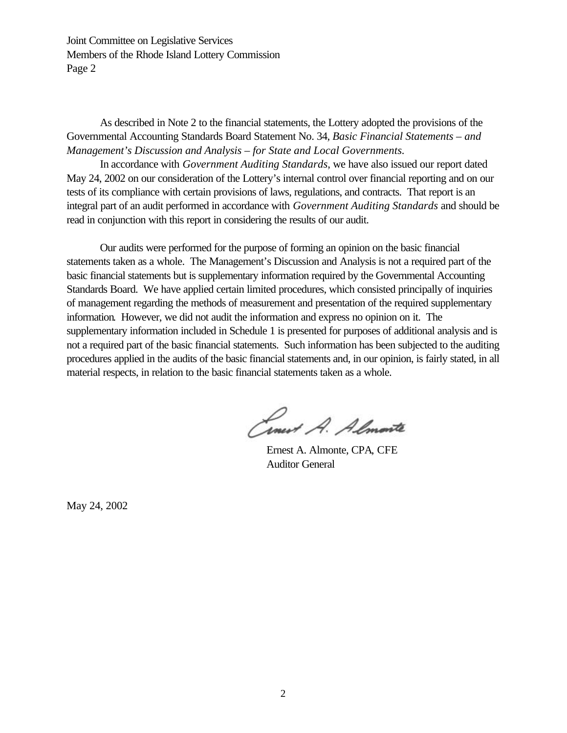Joint Committee on Legislative Services
Members of the Rhode Island Lottery Commission
Page 2

As described in Note 2 to the financial statements, the Lottery adopted the provisions of the Governmental Accounting Standards Board Statement No. 34, *Basic Financial Statements – and Management's Discussion and Analysis – for State and Local Governments*.

In accordance with *Government Auditing Standards*, we have also issued our report dated May 24, 2002 on our consideration of the Lottery's internal control over financial reporting and on our tests of its compliance with certain provisions of laws, regulations, and contracts. That report is an integral part of an audit performed in accordance with *Government Auditing Standards* and should be read in conjunction with this report in considering the results of our audit.

Our audits were performed for the purpose of forming an opinion on the basic financial statements taken as a whole. The Management's Discussion and Analysis is not a required part of the basic financial statements but is supplementary information required by the Governmental Accounting Standards Board. We have applied certain limited procedures, which consisted principally of inquiries of management regarding the methods of measurement and presentation of the required supplementary information. However, we did not audit the information and express no opinion on it. The supplementary information included in Schedule 1 is presented for purposes of additional analysis and is not a required part of the basic financial statements. Such information has been subjected to the auditing procedures applied in the audits of the basic financial statements and, in our opinion, is fairly stated, in all material respects, in relation to the basic financial statements taken as a whole.

Ernest A. Almonte, CPA, CFE
Auditor General

May 24, 2002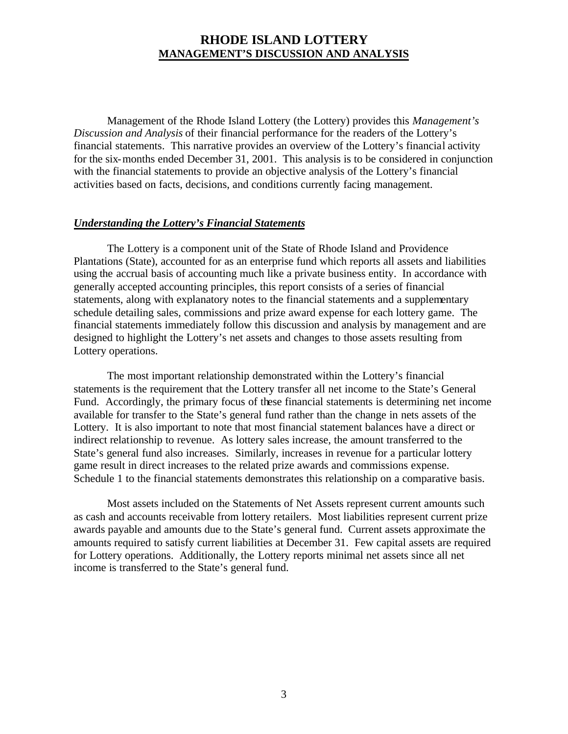# RHODE ISLAND LOTTERY
## MANAGEMENT'S DISCUSSION AND ANALYSIS

Management of the Rhode Island Lottery (the Lottery) provides this *Management's Discussion and Analysis* of their financial performance for the readers of the Lottery's financial statements. This narrative provides an overview of the Lottery's financial activity for the six-months ended December 31, 2001. This analysis is to be considered in conjunction with the financial statements to provide an objective analysis of the Lottery's financial activities based on facts, decisions, and conditions currently facing management.

### ***Understanding the Lottery's Financial Statements***

The Lottery is a component unit of the State of Rhode Island and Providence Plantations (State), accounted for as an enterprise fund which reports all assets and liabilities using the accrual basis of accounting much like a private business entity. In accordance with generally accepted accounting principles, this report consists of a series of financial statements, along with explanatory notes to the financial statements and a supplementary schedule detailing sales, commissions and prize award expense for each lottery game. The financial statements immediately follow this discussion and analysis by management and are designed to highlight the Lottery's net assets and changes to those assets resulting from Lottery operations.

The most important relationship demonstrated within the Lottery's financial statements is the requirement that the Lottery transfer all net income to the State's General Fund. Accordingly, the primary focus of these financial statements is determining net income available for transfer to the State's general fund rather than the change in nets assets of the Lottery. It is also important to note that most financial statement balances have a direct or indirect relationship to revenue. As lottery sales increase, the amount transferred to the State's general fund also increases. Similarly, increases in revenue for a particular lottery game result in direct increases to the related prize awards and commissions expense. Schedule 1 to the financial statements demonstrates this relationship on a comparative basis.

Most assets included on the Statements of Net Assets represent current amounts such as cash and accounts receivable from lottery retailers. Most liabilities represent current prize awards payable and amounts due to the State's general fund. Current assets approximate the amounts required to satisfy current liabilities at December 31. Few capital assets are required for Lottery operations. Additionally, the Lottery reports minimal net assets since all net income is transferred to the State's general fund.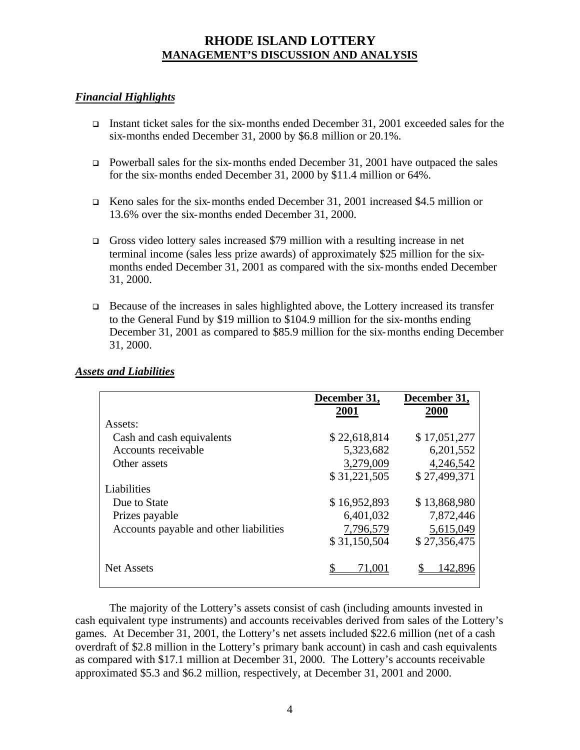# RHODE ISLAND LOTTERY
## MANAGEMENT'S DISCUSSION AND ANALYSIS

### *Financial Highlights*

- Instant ticket sales for the six-months ended December 31, 2001 exceeded sales for the six-months ended December 31, 2000 by $6.8 million or 20.1%.
- Powerball sales for the six-months ended December 31, 2001 have outpaced the sales for the six-months ended December 31, 2000 by $11.4 million or 64%.
- Keno sales for the six-months ended December 31, 2001 increased $4.5 million or 13.6% over the six-months ended December 31, 2000.
- Gross video lottery sales increased $79 million with a resulting increase in net terminal income (sales less prize awards) of approximately $25 million for the six-months ended December 31, 2001 as compared with the six-months ended December 31, 2000.
- Because of the increases in sales highlighted above, the Lottery increased its transfer to the General Fund by $19 million to $104.9 million for the six-months ending December 31, 2001 as compared to $85.9 million for the six-months ending December 31, 2000.

### *Assets and Liabilities*

| | December 31, 2001 | December 31, 2000 |
|---|---|---|
| Assets: | | |
| Cash and cash equivalents | $ 22,618,814 | $ 17,051,277 |
| Accounts receivable | 5,323,682 | 6,201,552 |
| Other assets | 3,279,009 | 4,246,542 |
| | $ 31,221,505 | $ 27,499,371 |
| Liabilities | | |
| Due to State | $ 16,952,893 | $ 13,868,980 |
| Prizes payable | 6,401,032 | 7,872,446 |
| Accounts payable and other liabilities | 7,796,579 | 5,615,049 |
| | $ 31,150,504 | $ 27,356,475 |
| Net Assets | $ 71,001 | $ 142,896 |

The majority of the Lottery's assets consist of cash (including amounts invested in cash equivalent type instruments) and accounts receivables derived from sales of the Lottery's games. At December 31, 2001, the Lottery's net assets included $22.6 million (net of a cash overdraft of $2.8 million in the Lottery's primary bank account) in cash and cash equivalents as compared with $17.1 million at December 31, 2000. The Lottery's accounts receivable approximated $5.3 and $6.2 million, respectively, at December 31, 2001 and 2000.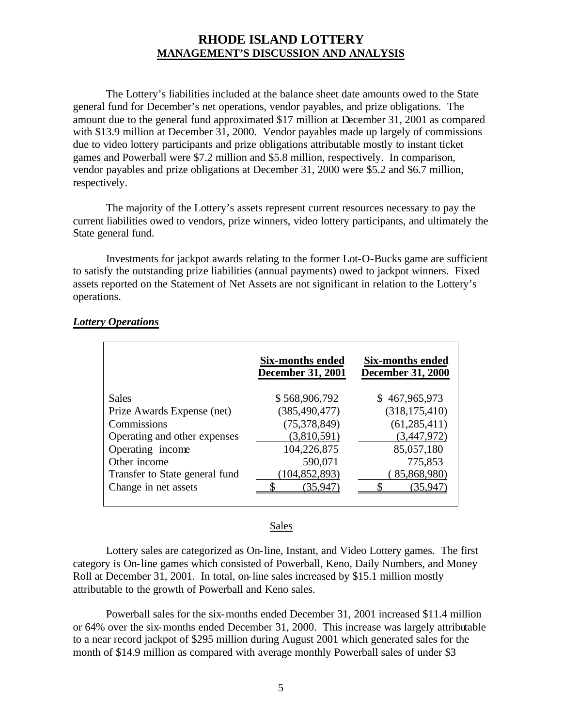# RHODE ISLAND LOTTERY
## MANAGEMENT'S DISCUSSION AND ANALYSIS

The Lottery's liabilities included at the balance sheet date amounts owed to the State general fund for December's net operations, vendor payables, and prize obligations. The amount due to the general fund approximated $17 million at December 31, 2001 as compared with $13.9 million at December 31, 2000. Vendor payables made up largely of commissions due to video lottery participants and prize obligations attributable mostly to instant ticket games and Powerball were $7.2 million and $5.8 million, respectively. In comparison, vendor payables and prize obligations at December 31, 2000 were $5.2 and $6.7 million, respectively.

The majority of the Lottery's assets represent current resources necessary to pay the current liabilities owed to vendors, prize winners, video lottery participants, and ultimately the State general fund.

Investments for jackpot awards relating to the former Lot-O-Bucks game are sufficient to satisfy the outstanding prize liabilities (annual payments) owed to jackpot winners. Fixed assets reported on the Statement of Net Assets are not significant in relation to the Lottery's operations.

***Lottery Operations***

| | Six-months ended December 31, 2001 | Six-months ended December 31, 2000 |
|---|---|---|
| Sales | $ 568,906,792 | $ 467,965,973 |
| Prize Awards Expense (net) | (385,490,477) | (318,175,410) |
| Commissions | (75,378,849) | (61,285,411) |
| Operating and other expenses | (3,810,591) | (3,447,972) |
| Operating income | 104,226,875 | 85,057,180 |
| Other income | 590,071 | 775,853 |
| Transfer to State general fund | (104,852,893) | ( 85,868,980) |
| Change in net assets | $ (35,947) | $ (35,947) |

Sales

Lottery sales are categorized as On-line, Instant, and Video Lottery games. The first category is On-line games which consisted of Powerball, Keno, Daily Numbers, and Money Roll at December 31, 2001. In total, on-line sales increased by $15.1 million mostly attributable to the growth of Powerball and Keno sales.

Powerball sales for the six-months ended December 31, 2001 increased $11.4 million or 64% over the six-months ended December 31, 2000. This increase was largely attributable to a near record jackpot of $295 million during August 2001 which generated sales for the month of $14.9 million as compared with average monthly Powerball sales of under $3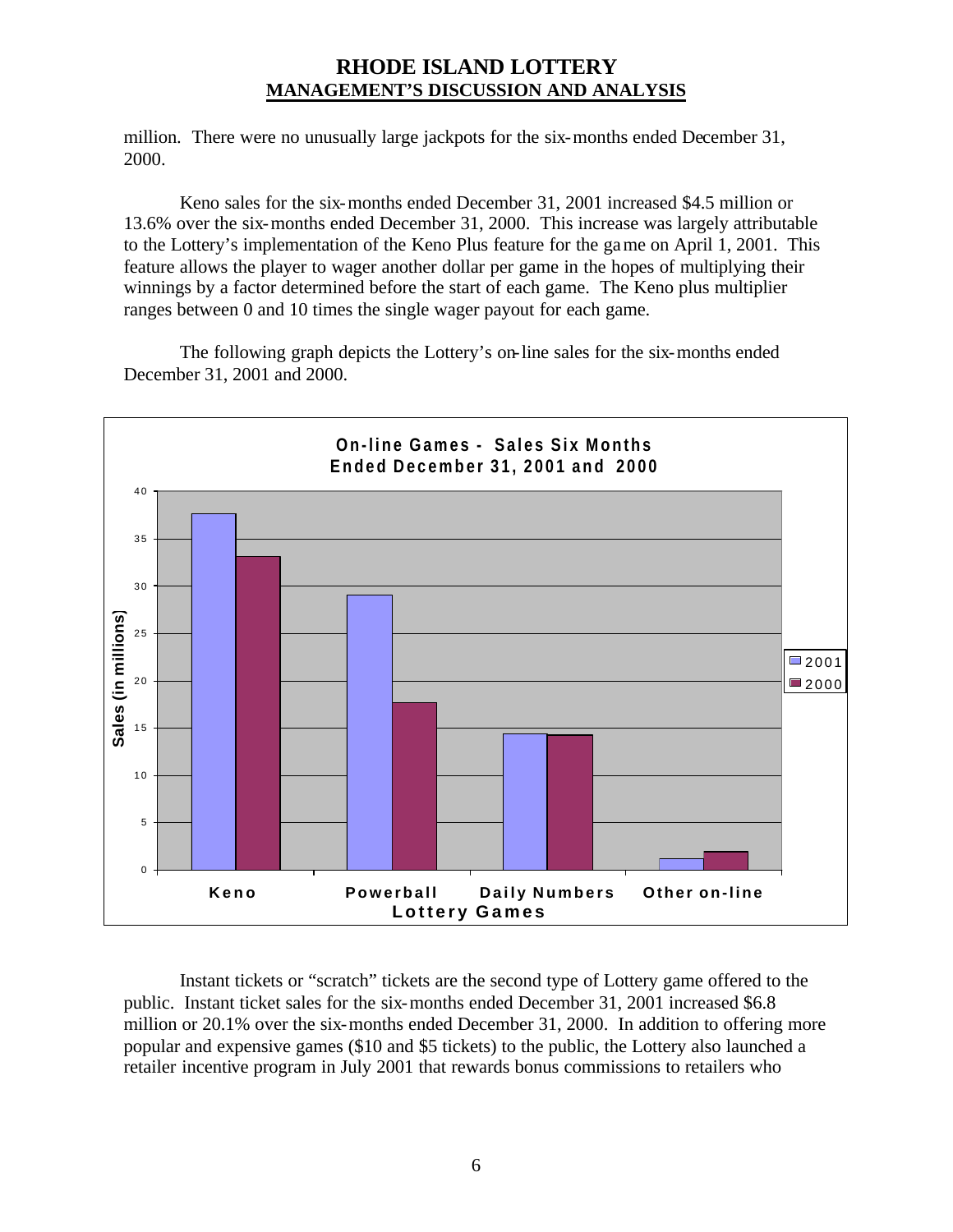million. There were no unusually large jackpots for the six-months ended December 31, 2000.

Keno sales for the six-months ended December 31, 2001 increased \$4.5 million or 13.6% over the six-months ended December 31, 2000. This increase was largely attributable to the Lottery's implementation of the Keno Plus feature for the game on April 1, 2001. This feature allows the player to wager another dollar per game in the hopes of multiplying their winnings by a factor determined before the start of each game. The Keno plus multiplier ranges between 0 and 10 times the single wager payout for each game.

The following graph depicts the Lottery's on-line sales for the six-months ended December 31, 2001 and 2000.

Instant tickets or "scratch" tickets are the second type of Lottery game offered to the public. Instant ticket sales for the six-months ended December 31, 2001 increased \$6.8 million or 20.1% over the six-months ended December 31, 2000. In addition to offering more popular and expensive games (\$10 and \$5 tickets) to the public, the Lottery also launched a retailer incentive program in July 2001 that rewards bonus commissions to retailers who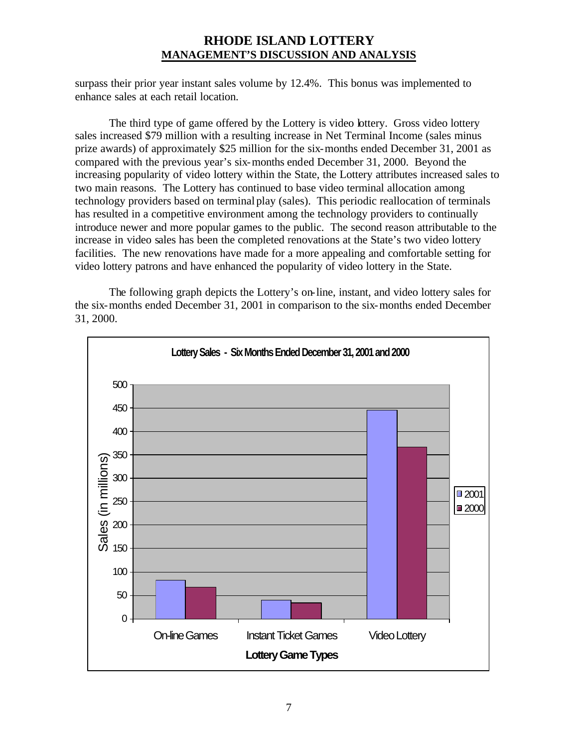surpass their prior year instant sales volume by 12.4%. This bonus was implemented to enhance sales at each retail location.

The third type of game offered by the Lottery is video lottery. Gross video lottery sales increased $79 million with a resulting increase in Net Terminal Income (sales minus prize awards) of approximately $25 million for the six-months ended December 31, 2001 as compared with the previous year's six-months ended December 31, 2000. Beyond the increasing popularity of video lottery within the State, the Lottery attributes increased sales to two main reasons. The Lottery has continued to base video terminal allocation among technology providers based on terminal play (sales). This periodic reallocation of terminals has resulted in a competitive environment among the technology providers to continually introduce newer and more popular games to the public. The second reason attributable to the increase in video sales has been the completed renovations at the State's two video lottery facilities. The new renovations have made for a more appealing and comfortable setting for video lottery patrons and have enhanced the popularity of video lottery in the State.

The following graph depicts the Lottery's on-line, instant, and video lottery sales for the six-months ended December 31, 2001 in comparison to the six-months ended December 31, 2000.

**Lottery Sales - Six Months Ended December 31, 2001 and 2000**

| Lottery Game Types | 2001 (Sales in millions) | 2000 (Sales in millions) |
|---|---|---|
| On-line Games | ~82 | ~67 |
| Instant Ticket Games | ~40 | ~34 |
| Video Lottery | ~445 | ~366 |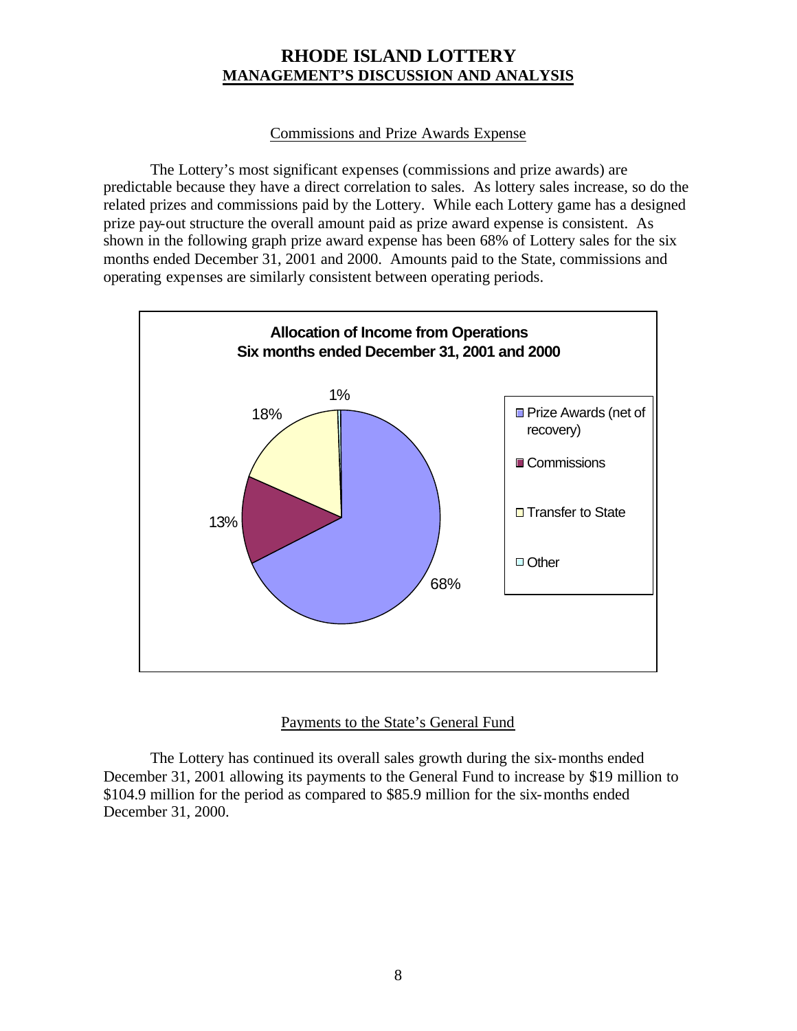# RHODE ISLAND LOTTERY
## MANAGEMENT'S DISCUSSION AND ANALYSIS

### Commissions and Prize Awards Expense

The Lottery's most significant expenses (commissions and prize awards) are predictable because they have a direct correlation to sales. As lottery sales increase, so do the related prizes and commissions paid by the Lottery. While each Lottery game has a designed prize pay-out structure the overall amount paid as prize award expense is consistent. As shown in the following graph prize award expense has been 68% of Lottery sales for the six months ended December 31, 2001 and 2000. Amounts paid to the State, commissions and operating expenses are similarly consistent between operating periods.

**Allocation of Income from Operations**
**Six months ended December 31, 2001 and 2000**

| Category | Percentage |
|---|---|
| Prize Awards (net of recovery) | 68% |
| Commissions | 13% |
| Transfer to State | 18% |
| Other | 1% |

### Payments to the State's General Fund

The Lottery has continued its overall sales growth during the six-months ended December 31, 2001 allowing its payments to the General Fund to increase by $19 million to $104.9 million for the period as compared to $85.9 million for the six-months ended December 31, 2000.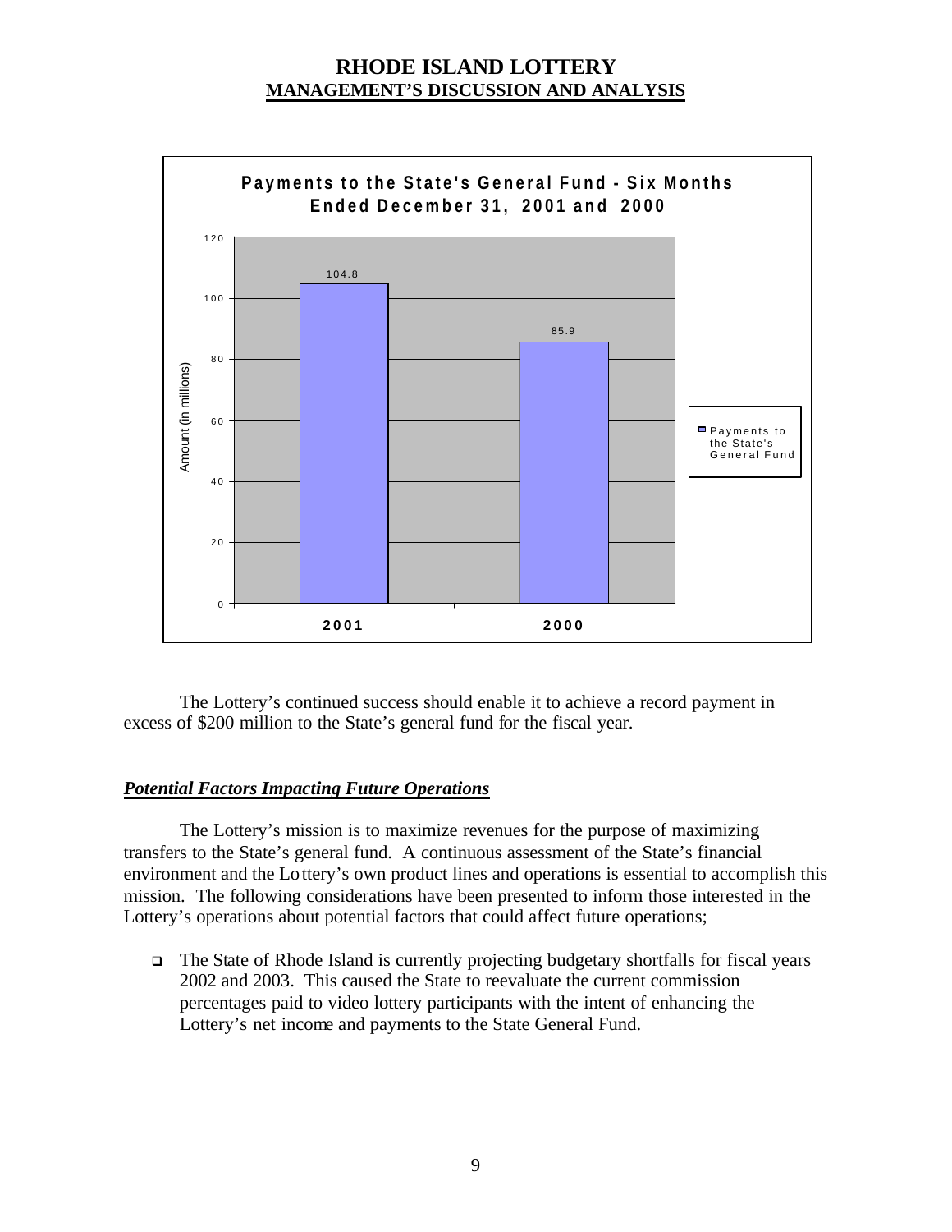**Payments to the State's General Fund - Six Months Ended December 31, 2001 and 2000**

| Year | Payments to the State's General Fund (Amount in millions) |
| --- | --- |
| 2001 | 104.8 |
| 2000 | 85.9 |

The Lottery's continued success should enable it to achieve a record payment in excess of $200 million to the State's general fund for the fiscal year.

### ***Potential Factors Impacting Future Operations***

The Lottery's mission is to maximize revenues for the purpose of maximizing transfers to the State's general fund. A continuous assessment of the State's financial environment and the Lottery's own product lines and operations is essential to accomplish this mission. The following considerations have been presented to inform those interested in the Lottery's operations about potential factors that could affect future operations;

- The State of Rhode Island is currently projecting budgetary shortfalls for fiscal years 2002 and 2003. This caused the State to reevaluate the current commission percentages paid to video lottery participants with the intent of enhancing the Lottery's net income and payments to the State General Fund.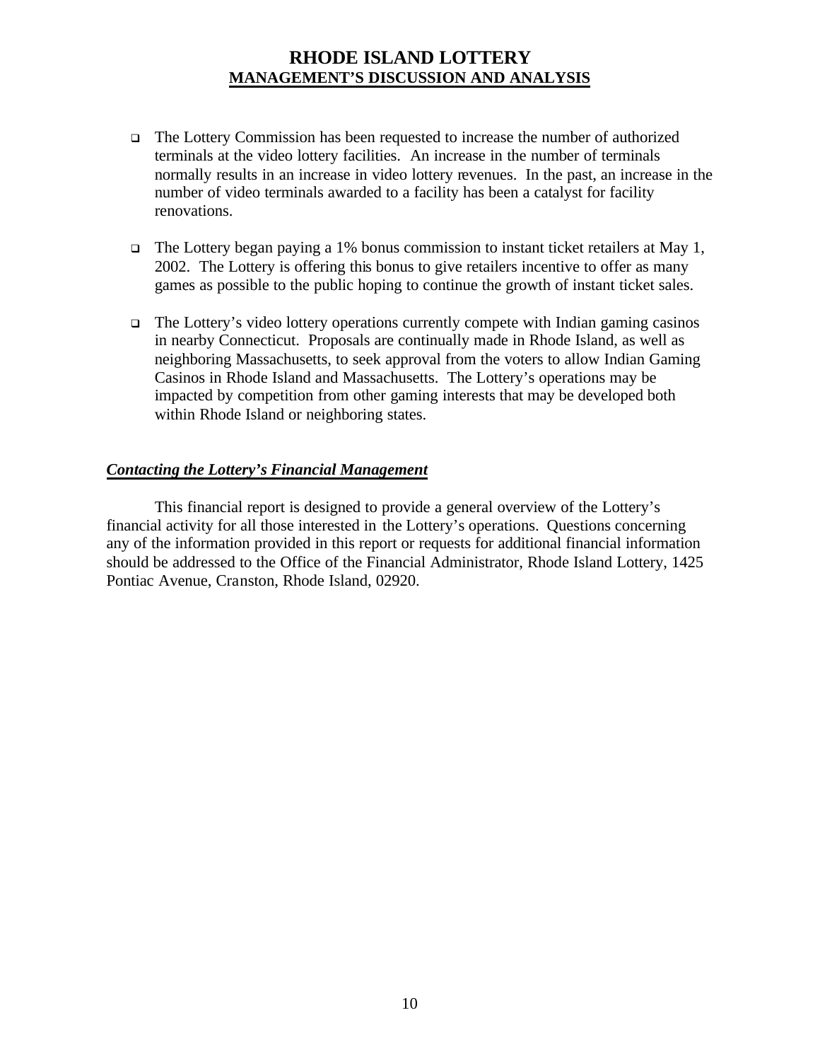- The Lottery Commission has been requested to increase the number of authorized terminals at the video lottery facilities. An increase in the number of terminals normally results in an increase in video lottery revenues. In the past, an increase in the number of video terminals awarded to a facility has been a catalyst for facility renovations.

- The Lottery began paying a 1% bonus commission to instant ticket retailers at May 1, 2002. The Lottery is offering this bonus to give retailers incentive to offer as many games as possible to the public hoping to continue the growth of instant ticket sales.

- The Lottery's video lottery operations currently compete with Indian gaming casinos in nearby Connecticut. Proposals are continually made in Rhode Island, as well as neighboring Massachusetts, to seek approval from the voters to allow Indian Gaming Casinos in Rhode Island and Massachusetts. The Lottery's operations may be impacted by competition from other gaming interests that may be developed both within Rhode Island or neighboring states.

***Contacting the Lottery's Financial Management***

This financial report is designed to provide a general overview of the Lottery's financial activity for all those interested in the Lottery's operations. Questions concerning any of the information provided in this report or requests for additional financial information should be addressed to the Office of the Financial Administrator, Rhode Island Lottery, 1425 Pontiac Avenue, Cranston, Rhode Island, 02920.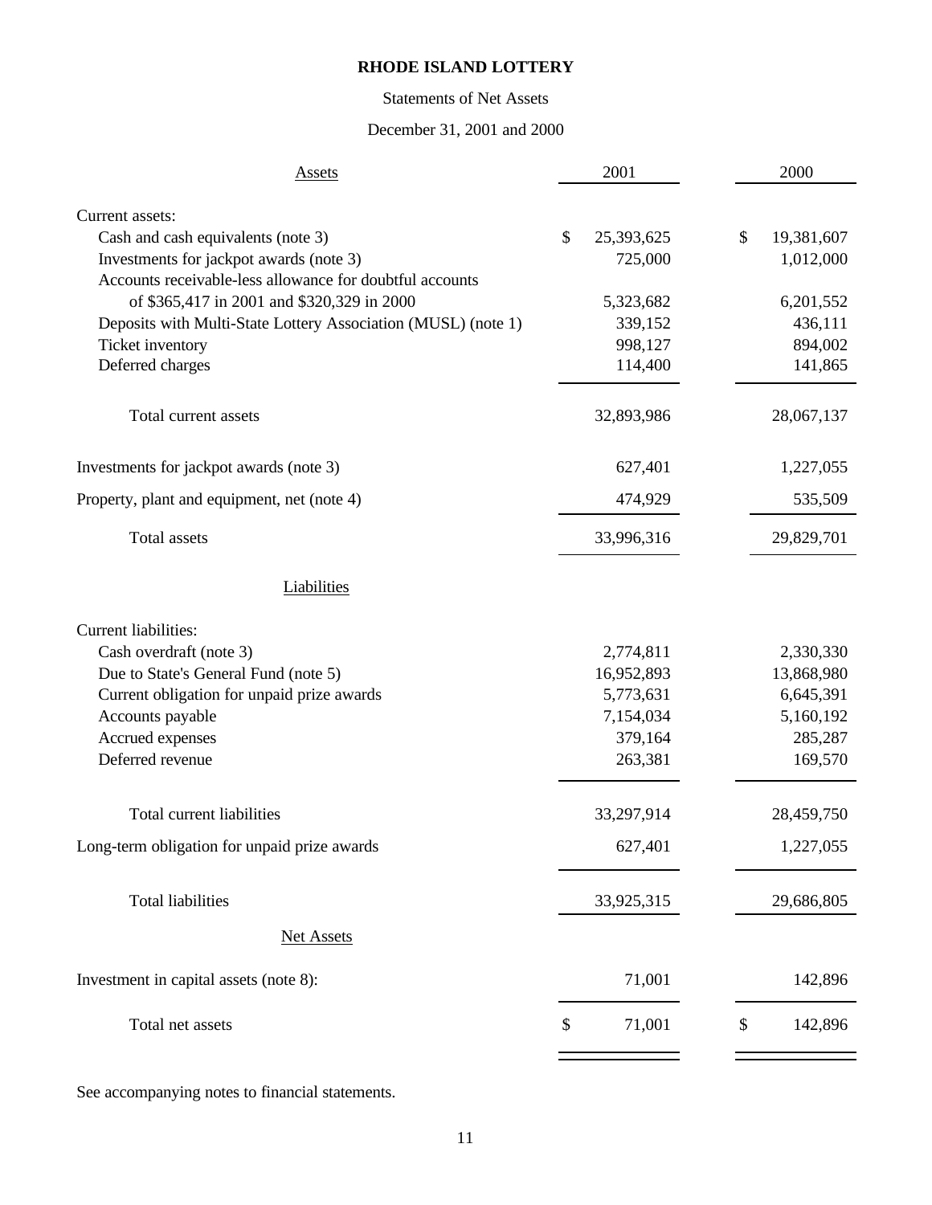# RHODE ISLAND LOTTERY

Statements of Net Assets

December 31, 2001 and 2000

| Assets | 2001 | 2000 |
|---|---|---|
| Current assets: | | |
| Cash and cash equivalents (note 3) | $ 25,393,625 | $ 19,381,607 |
| Investments for jackpot awards (note 3) | 725,000 | 1,012,000 |
| Accounts receivable-less allowance for doubtful accounts of $365,417 in 2001 and $320,329 in 2000 | 5,323,682 | 6,201,552 |
| Deposits with Multi-State Lottery Association (MUSL) (note 1) | 339,152 | 436,111 |
| Ticket inventory | 998,127 | 894,002 |
| Deferred charges | 114,400 | 141,865 |
| Total current assets | 32,893,986 | 28,067,137 |
| Investments for jackpot awards (note 3) | 627,401 | 1,227,055 |
| Property, plant and equipment, net (note 4) | 474,929 | 535,509 |
| Total assets | 33,996,316 | 29,829,701 |
| **Liabilities** | | |
| Current liabilities: | | |
| Cash overdraft (note 3) | 2,774,811 | 2,330,330 |
| Due to State's General Fund (note 5) | 16,952,893 | 13,868,980 |
| Current obligation for unpaid prize awards | 5,773,631 | 6,645,391 |
| Accounts payable | 7,154,034 | 5,160,192 |
| Accrued expenses | 379,164 | 285,287 |
| Deferred revenue | 263,381 | 169,570 |
| Total current liabilities | 33,297,914 | 28,459,750 |
| Long-term obligation for unpaid prize awards | 627,401 | 1,227,055 |
| Total liabilities | 33,925,315 | 29,686,805 |
| **Net Assets** | | |
| Investment in capital assets (note 8): | 71,001 | 142,896 |
| Total net assets | $ 71,001 | $ 142,896 |

See accompanying notes to financial statements.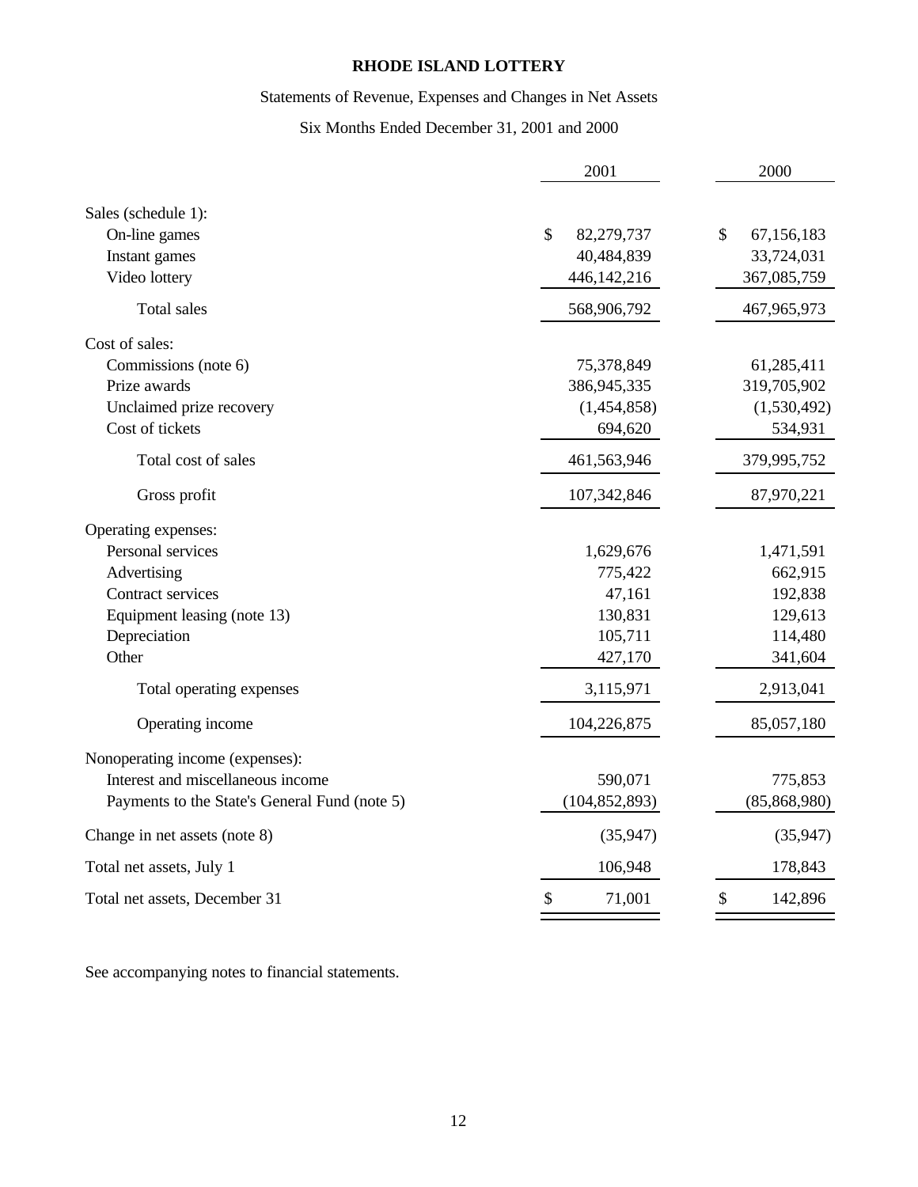# RHODE ISLAND LOTTERY

## Statements of Revenue, Expenses and Changes in Net Assets

### Six Months Ended December 31, 2001 and 2000

| | 2001 | 2000 |
|---|---|---|
| Sales (schedule 1): | | |
| On-line games | $ 82,279,737 | $ 67,156,183 |
| Instant games | 40,484,839 | 33,724,031 |
| Video lottery | 446,142,216 | 367,085,759 |
| Total sales | 568,906,792 | 467,965,973 |
| Cost of sales: | | |
| Commissions (note 6) | 75,378,849 | 61,285,411 |
| Prize awards | 386,945,335 | 319,705,902 |
| Unclaimed prize recovery | (1,454,858) | (1,530,492) |
| Cost of tickets | 694,620 | 534,931 |
| Total cost of sales | 461,563,946 | 379,995,752 |
| Gross profit | 107,342,846 | 87,970,221 |
| Operating expenses: | | |
| Personal services | 1,629,676 | 1,471,591 |
| Advertising | 775,422 | 662,915 |
| Contract services | 47,161 | 192,838 |
| Equipment leasing (note 13) | 130,831 | 129,613 |
| Depreciation | 105,711 | 114,480 |
| Other | 427,170 | 341,604 |
| Total operating expenses | 3,115,971 | 2,913,041 |
| Operating income | 104,226,875 | 85,057,180 |
| Nonoperating income (expenses): | | |
| Interest and miscellaneous income | 590,071 | 775,853 |
| Payments to the State's General Fund (note 5) | (104,852,893) | (85,868,980) |
| Change in net assets (note 8) | (35,947) | (35,947) |
| Total net assets, July 1 | 106,948 | 178,843 |
| Total net assets, December 31 | $ 71,001 | $ 142,896 |

See accompanying notes to financial statements.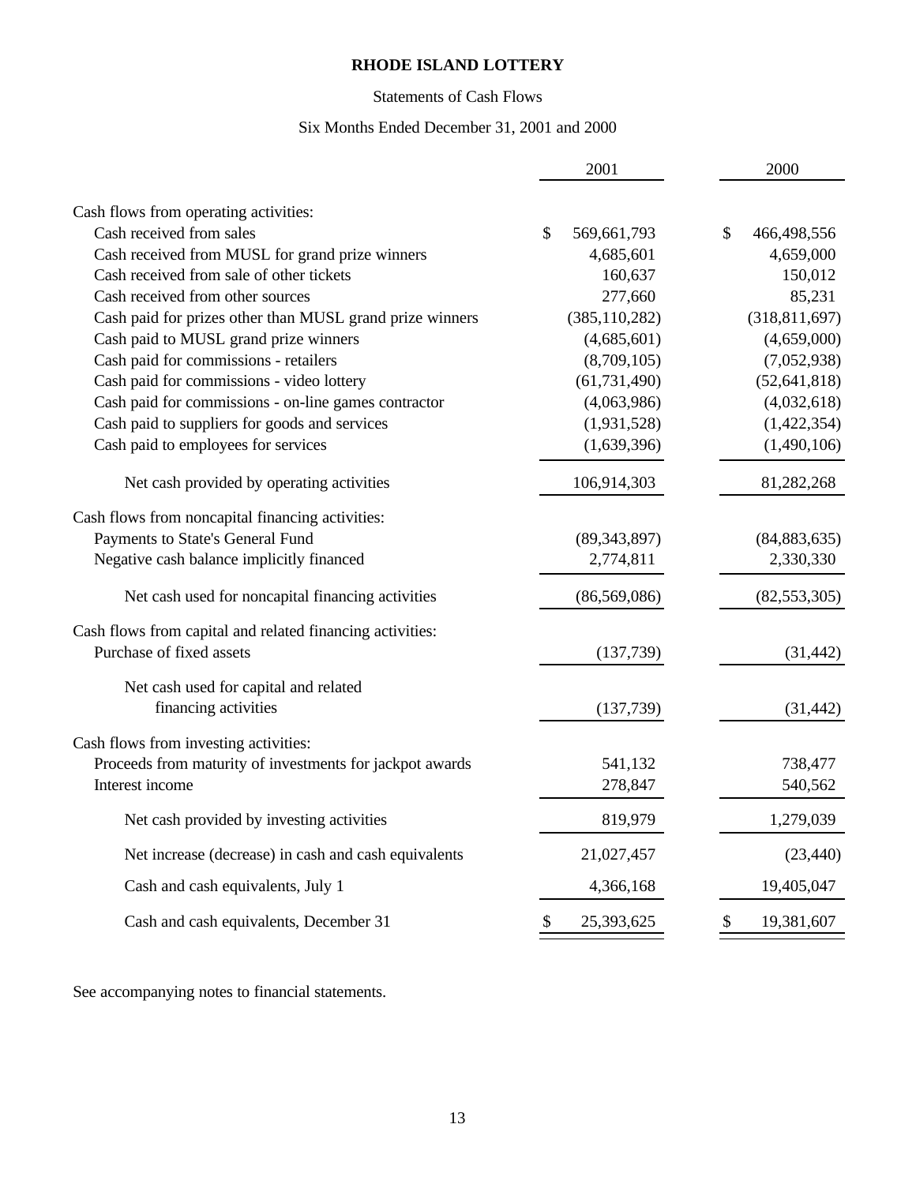# RHODE ISLAND LOTTERY

Statements of Cash Flows

Six Months Ended December 31, 2001 and 2000

| | 2001 | 2000 |
|---|---|---|
| Cash flows from operating activities: | | |
| Cash received from sales | $ 569,661,793 | $ 466,498,556 |
| Cash received from MUSL for grand prize winners | 4,685,601 | 4,659,000 |
| Cash received from sale of other tickets | 160,637 | 150,012 |
| Cash received from other sources | 277,660 | 85,231 |
| Cash paid for prizes other than MUSL grand prize winners | (385,110,282) | (318,811,697) |
| Cash paid to MUSL grand prize winners | (4,685,601) | (4,659,000) |
| Cash paid for commissions - retailers | (8,709,105) | (7,052,938) |
| Cash paid for commissions - video lottery | (61,731,490) | (52,641,818) |
| Cash paid for commissions - on-line games contractor | (4,063,986) | (4,032,618) |
| Cash paid to suppliers for goods and services | (1,931,528) | (1,422,354) |
| Cash paid to employees for services | (1,639,396) | (1,490,106) |
| Net cash provided by operating activities | 106,914,303 | 81,282,268 |
| Cash flows from noncapital financing activities: | | |
| Payments to State's General Fund | (89,343,897) | (84,883,635) |
| Negative cash balance implicitly financed | 2,774,811 | 2,330,330 |
| Net cash used for noncapital financing activities | (86,569,086) | (82,553,305) |
| Cash flows from capital and related financing activities: | | |
| Purchase of fixed assets | (137,739) | (31,442) |
| Net cash used for capital and related financing activities | (137,739) | (31,442) |
| Cash flows from investing activities: | | |
| Proceeds from maturity of investments for jackpot awards | 541,132 | 738,477 |
| Interest income | 278,847 | 540,562 |
| Net cash provided by investing activities | 819,979 | 1,279,039 |
| Net increase (decrease) in cash and cash equivalents | 21,027,457 | (23,440) |
| Cash and cash equivalents, July 1 | 4,366,168 | 19,405,047 |
| Cash and cash equivalents, December 31 | $ 25,393,625 | $ 19,381,607 |

See accompanying notes to financial statements.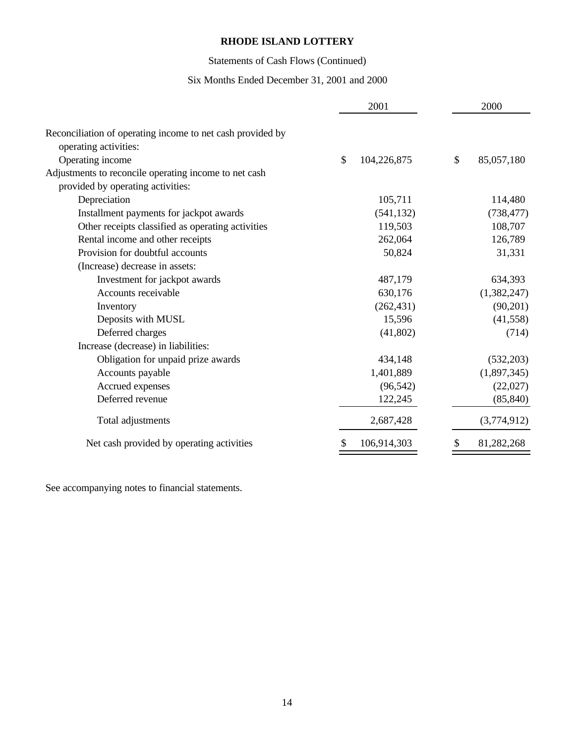**RHODE ISLAND LOTTERY**

Statements of Cash Flows (Continued)

Six Months Ended December 31, 2001 and 2000

| | 2001 | 2000 |
|---|---|---|
| Reconciliation of operating income to net cash provided by operating activities: | | |
| Operating income | $ 104,226,875 | $ 85,057,180 |
| Adjustments to reconcile operating income to net cash provided by operating activities: | | |
| Depreciation | 105,711 | 114,480 |
| Installment payments for jackpot awards | (541,132) | (738,477) |
| Other receipts classified as operating activities | 119,503 | 108,707 |
| Rental income and other receipts | 262,064 | 126,789 |
| Provision for doubtful accounts | 50,824 | 31,331 |
| (Increase) decrease in assets: | | |
| Investment for jackpot awards | 487,179 | 634,393 |
| Accounts receivable | 630,176 | (1,382,247) |
| Inventory | (262,431) | (90,201) |
| Deposits with MUSL | 15,596 | (41,558) |
| Deferred charges | (41,802) | (714) |
| Increase (decrease) in liabilities: | | |
| Obligation for unpaid prize awards | 434,148 | (532,203) |
| Accounts payable | 1,401,889 | (1,897,345) |
| Accrued expenses | (96,542) | (22,027) |
| Deferred revenue | 122,245 | (85,840) |
| Total adjustments | 2,687,428 | (3,774,912) |
| Net cash provided by operating activities | $ 106,914,303 | $ 81,282,268 |

See accompanying notes to financial statements.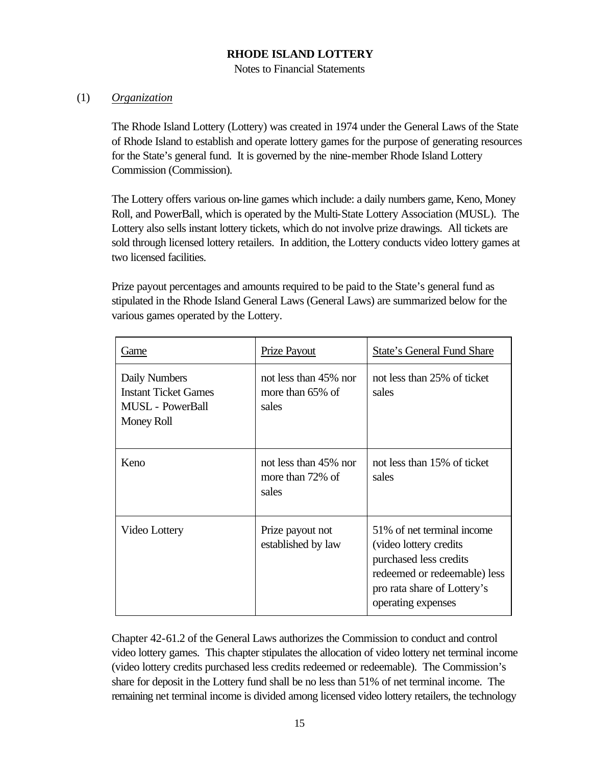**RHODE ISLAND LOTTERY**

Notes to Financial Statements

(1) *Organization*

The Rhode Island Lottery (Lottery) was created in 1974 under the General Laws of the State of Rhode Island to establish and operate lottery games for the purpose of generating resources for the State's general fund. It is governed by the nine-member Rhode Island Lottery Commission (Commission).

The Lottery offers various on-line games which include: a daily numbers game, Keno, Money Roll, and PowerBall, which is operated by the Multi-State Lottery Association (MUSL). The Lottery also sells instant lottery tickets, which do not involve prize drawings. All tickets are sold through licensed lottery retailers. In addition, the Lottery conducts video lottery games at two licensed facilities.

Prize payout percentages and amounts required to be paid to the State's general fund as stipulated in the Rhode Island General Laws (General Laws) are summarized below for the various games operated by the Lottery.

| Game | Prize Payout | State's General Fund Share |
|---|---|---|
| Daily Numbers<br>Instant Ticket Games<br>MUSL - PowerBall<br>Money Roll | not less than 45% nor more than 65% of sales | not less than 25% of ticket sales |
| Keno | not less than 45% nor more than 72% of sales | not less than 15% of ticket sales |
| Video Lottery | Prize payout not established by law | 51% of net terminal income (video lottery credits purchased less credits redeemed or redeemable) less pro rata share of Lottery's operating expenses |

Chapter 42-61.2 of the General Laws authorizes the Commission to conduct and control video lottery games. This chapter stipulates the allocation of video lottery net terminal income (video lottery credits purchased less credits redeemed or redeemable). The Commission's share for deposit in the Lottery fund shall be no less than 51% of net terminal income. The remaining net terminal income is divided among licensed video lottery retailers, the technology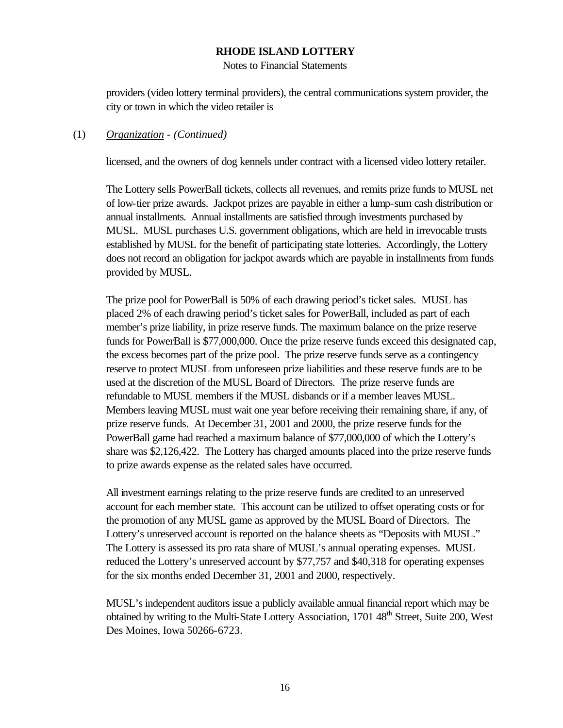providers (video lottery terminal providers), the central communications system provider, the city or town in which the video retailer is

(1) *Organization* - *(Continued)*

licensed, and the owners of dog kennels under contract with a licensed video lottery retailer.

The Lottery sells PowerBall tickets, collects all revenues, and remits prize funds to MUSL net of low-tier prize awards. Jackpot prizes are payable in either a lump-sum cash distribution or annual installments. Annual installments are satisfied through investments purchased by MUSL. MUSL purchases U.S. government obligations, which are held in irrevocable trusts established by MUSL for the benefit of participating state lotteries. Accordingly, the Lottery does not record an obligation for jackpot awards which are payable in installments from funds provided by MUSL.

The prize pool for PowerBall is 50% of each drawing period's ticket sales. MUSL has placed 2% of each drawing period's ticket sales for PowerBall, included as part of each member's prize liability, in prize reserve funds. The maximum balance on the prize reserve funds for PowerBall is $77,000,000. Once the prize reserve funds exceed this designated cap, the excess becomes part of the prize pool. The prize reserve funds serve as a contingency reserve to protect MUSL from unforeseen prize liabilities and these reserve funds are to be used at the discretion of the MUSL Board of Directors. The prize reserve funds are refundable to MUSL members if the MUSL disbands or if a member leaves MUSL. Members leaving MUSL must wait one year before receiving their remaining share, if any, of prize reserve funds. At December 31, 2001 and 2000, the prize reserve funds for the PowerBall game had reached a maximum balance of $77,000,000 of which the Lottery's share was $2,126,422. The Lottery has charged amounts placed into the prize reserve funds to prize awards expense as the related sales have occurred.

All investment earnings relating to the prize reserve funds are credited to an unreserved account for each member state. This account can be utilized to offset operating costs or for the promotion of any MUSL game as approved by the MUSL Board of Directors. The Lottery's unreserved account is reported on the balance sheets as "Deposits with MUSL." The Lottery is assessed its pro rata share of MUSL's annual operating expenses. MUSL reduced the Lottery's unreserved account by $77,757 and $40,318 for operating expenses for the six months ended December 31, 2001 and 2000, respectively.

MUSL's independent auditors issue a publicly available annual financial report which may be obtained by writing to the Multi-State Lottery Association, 1701 48th Street, Suite 200, West Des Moines, Iowa 50266-6723.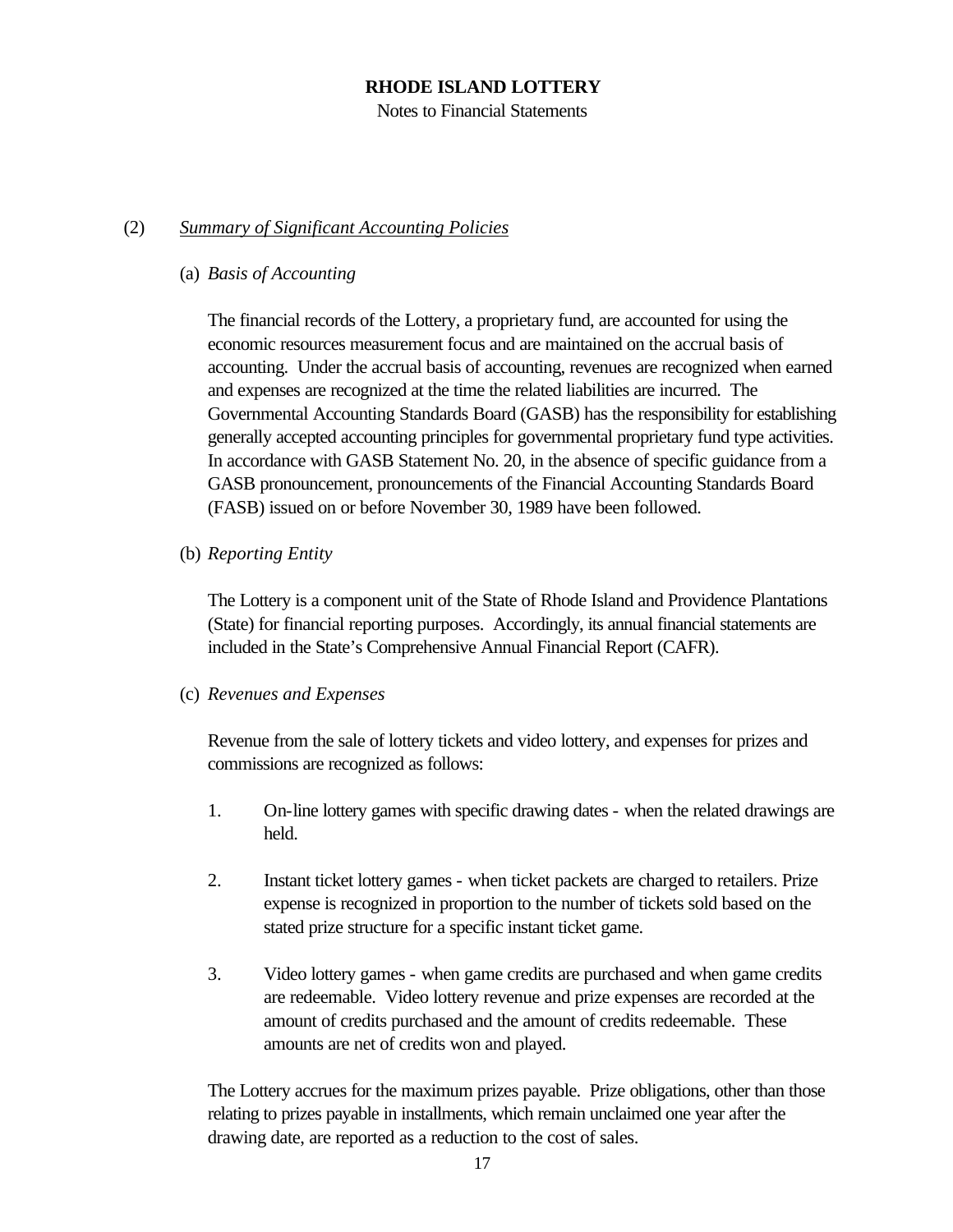**RHODE ISLAND LOTTERY**

Notes to Financial Statements

(2) *Summary of Significant Accounting Policies*

(a) *Basis of Accounting*

The financial records of the Lottery, a proprietary fund, are accounted for using the economic resources measurement focus and are maintained on the accrual basis of accounting. Under the accrual basis of accounting, revenues are recognized when earned and expenses are recognized at the time the related liabilities are incurred. The Governmental Accounting Standards Board (GASB) has the responsibility for establishing generally accepted accounting principles for governmental proprietary fund type activities. In accordance with GASB Statement No. 20, in the absence of specific guidance from a GASB pronouncement, pronouncements of the Financial Accounting Standards Board (FASB) issued on or before November 30, 1989 have been followed.

(b) *Reporting Entity*

The Lottery is a component unit of the State of Rhode Island and Providence Plantations (State) for financial reporting purposes. Accordingly, its annual financial statements are included in the State's Comprehensive Annual Financial Report (CAFR).

(c) *Revenues and Expenses*

Revenue from the sale of lottery tickets and video lottery, and expenses for prizes and commissions are recognized as follows:

1. On-line lottery games with specific drawing dates - when the related drawings are held.

2. Instant ticket lottery games - when ticket packets are charged to retailers. Prize expense is recognized in proportion to the number of tickets sold based on the stated prize structure for a specific instant ticket game.

3. Video lottery games - when game credits are purchased and when game credits are redeemable. Video lottery revenue and prize expenses are recorded at the amount of credits purchased and the amount of credits redeemable. These amounts are net of credits won and played.

The Lottery accrues for the maximum prizes payable. Prize obligations, other than those relating to prizes payable in installments, which remain unclaimed one year after the drawing date, are reported as a reduction to the cost of sales.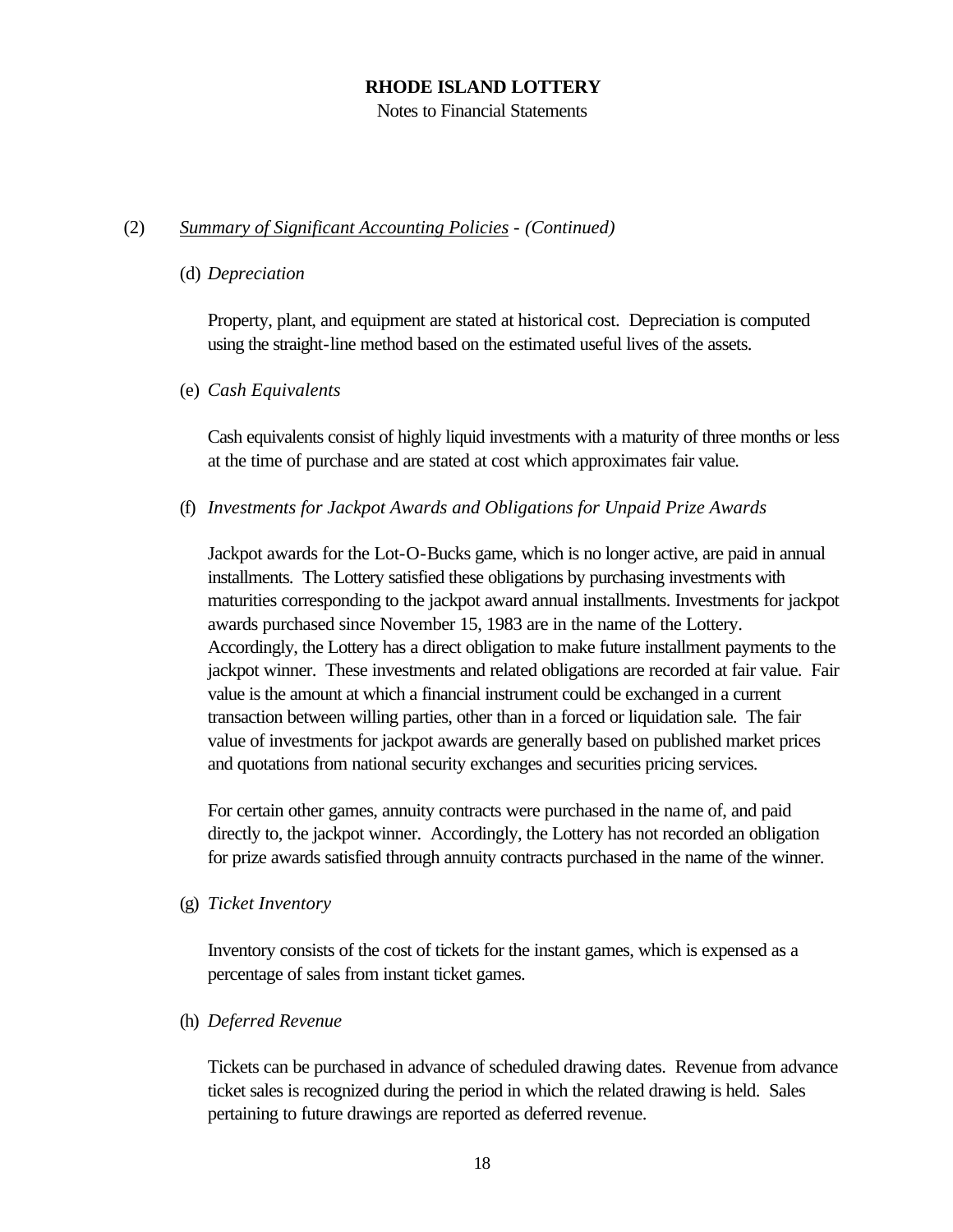(2) *Summary of Significant Accounting Policies* - *(Continued)*

(d) *Depreciation*

Property, plant, and equipment are stated at historical cost. Depreciation is computed using the straight-line method based on the estimated useful lives of the assets.

(e) *Cash Equivalents*

Cash equivalents consist of highly liquid investments with a maturity of three months or less at the time of purchase and are stated at cost which approximates fair value.

(f) *Investments for Jackpot Awards and Obligations for Unpaid Prize Awards*

Jackpot awards for the Lot-O-Bucks game, which is no longer active, are paid in annual installments. The Lottery satisfied these obligations by purchasing investments with maturities corresponding to the jackpot award annual installments. Investments for jackpot awards purchased since November 15, 1983 are in the name of the Lottery. Accordingly, the Lottery has a direct obligation to make future installment payments to the jackpot winner. These investments and related obligations are recorded at fair value. Fair value is the amount at which a financial instrument could be exchanged in a current transaction between willing parties, other than in a forced or liquidation sale. The fair value of investments for jackpot awards are generally based on published market prices and quotations from national security exchanges and securities pricing services.

For certain other games, annuity contracts were purchased in the name of, and paid directly to, the jackpot winner. Accordingly, the Lottery has not recorded an obligation for prize awards satisfied through annuity contracts purchased in the name of the winner.

(g) *Ticket Inventory*

Inventory consists of the cost of tickets for the instant games, which is expensed as a percentage of sales from instant ticket games.

(h) *Deferred Revenue*

Tickets can be purchased in advance of scheduled drawing dates. Revenue from advance ticket sales is recognized during the period in which the related drawing is held. Sales pertaining to future drawings are reported as deferred revenue.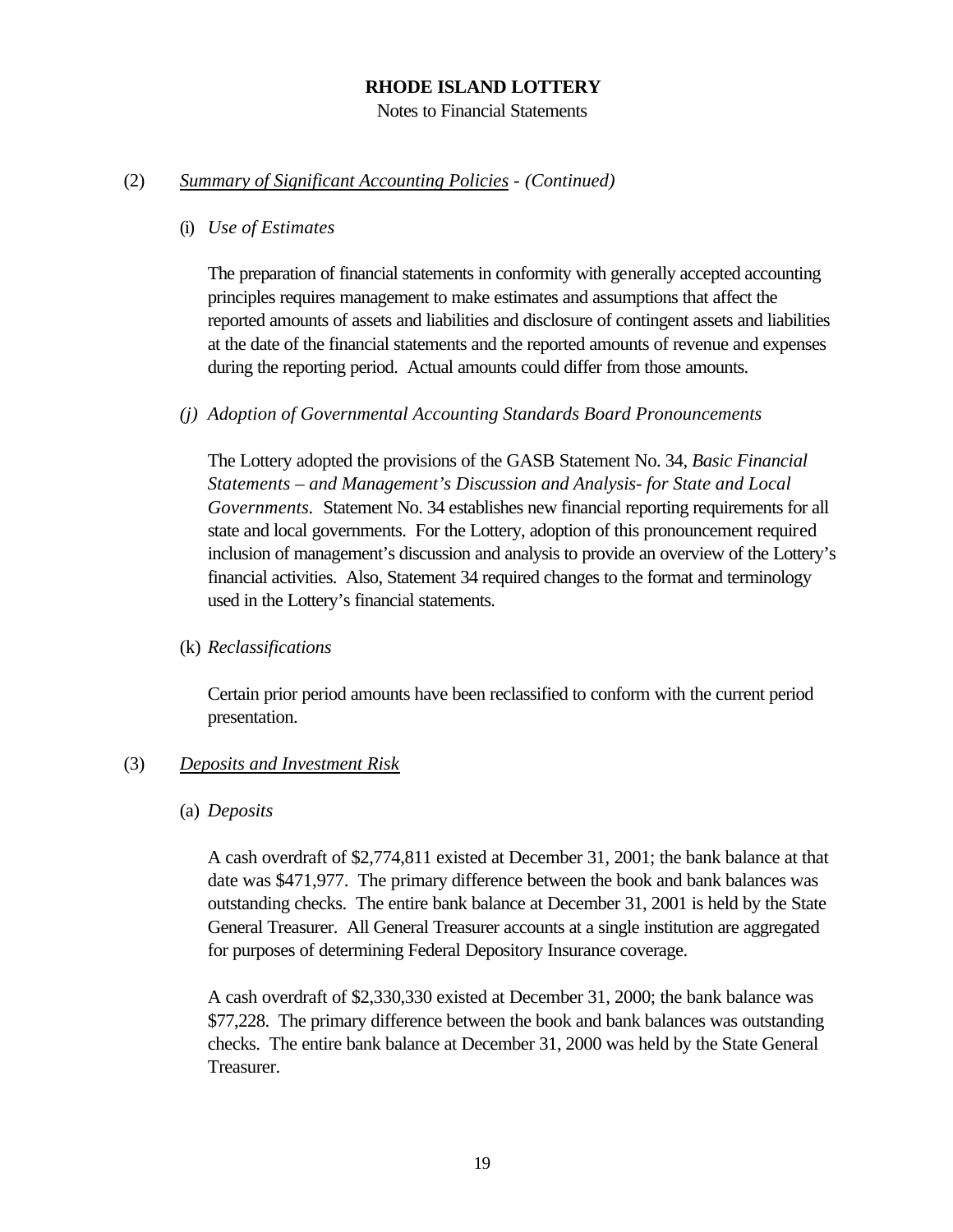(2) *Summary of Significant Accounting Policies - (Continued)*

(i) *Use of Estimates*

The preparation of financial statements in conformity with generally accepted accounting principles requires management to make estimates and assumptions that affect the reported amounts of assets and liabilities and disclosure of contingent assets and liabilities at the date of the financial statements and the reported amounts of revenue and expenses during the reporting period. Actual amounts could differ from those amounts.

*(j) Adoption of Governmental Accounting Standards Board Pronouncements*

The Lottery adopted the provisions of the GASB Statement No. 34, *Basic Financial Statements – and Management's Discussion and Analysis- for State and Local Governments*. Statement No. 34 establishes new financial reporting requirements for all state and local governments. For the Lottery, adoption of this pronouncement required inclusion of management's discussion and analysis to provide an overview of the Lottery's financial activities. Also, Statement 34 required changes to the format and terminology used in the Lottery's financial statements.

(k) *Reclassifications*

Certain prior period amounts have been reclassified to conform with the current period presentation.

(3) *Deposits and Investment Risk*

(a) *Deposits*

A cash overdraft of $2,774,811 existed at December 31, 2001; the bank balance at that date was $471,977. The primary difference between the book and bank balances was outstanding checks. The entire bank balance at December 31, 2001 is held by the State General Treasurer. All General Treasurer accounts at a single institution are aggregated for purposes of determining Federal Depository Insurance coverage.

A cash overdraft of $2,330,330 existed at December 31, 2000; the bank balance was $77,228. The primary difference between the book and bank balances was outstanding checks. The entire bank balance at December 31, 2000 was held by the State General Treasurer.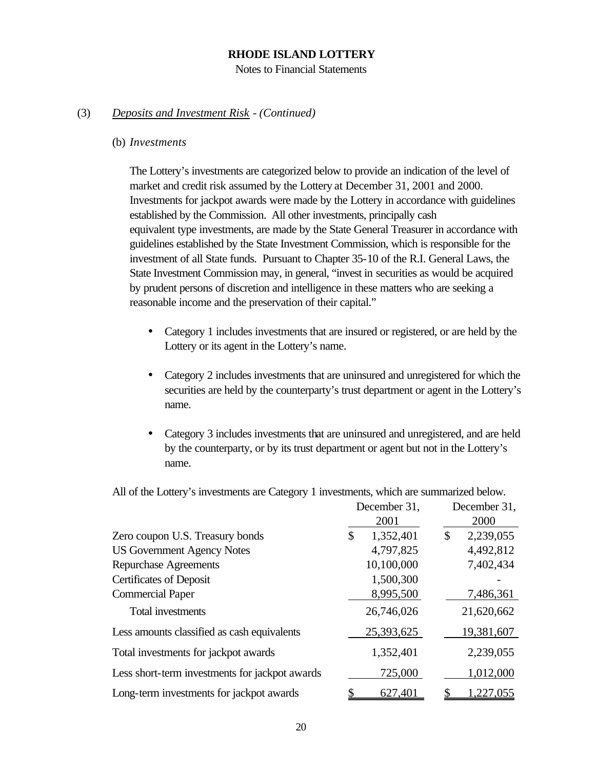**RHODE ISLAND LOTTERY**

Notes to Financial Statements

(3) *Deposits and Investment Risk - (Continued)*

(b) *Investments*

The Lottery's investments are categorized below to provide an indication of the level of market and credit risk assumed by the Lottery at December 31, 2001 and 2000. Investments for jackpot awards were made by the Lottery in accordance with guidelines established by the Commission. All other investments, principally cash equivalent type investments, are made by the State General Treasurer in accordance with guidelines established by the State Investment Commission, which is responsible for the investment of all State funds. Pursuant to Chapter 35-10 of the R.I. General Laws, the State Investment Commission may, in general, "invest in securities as would be acquired by prudent persons of discretion and intelligence in these matters who are seeking a reasonable income and the preservation of their capital."

- Category 1 includes investments that are insured or registered, or are held by the Lottery or its agent in the Lottery's name.
- Category 2 includes investments that are uninsured and unregistered for which the securities are held by the counterparty's trust department or agent in the Lottery's name.
- Category 3 includes investments that are uninsured and unregistered, and are held by the counterparty, or by its trust department or agent but not in the Lottery's name.

All of the Lottery's investments are Category 1 investments, which are summarized below.

| | December 31, 2001 | December 31, 2000 |
|---|---|---|
| Zero coupon U.S. Treasury bonds | $ 1,352,401 | $ 2,239,055 |
| US Government Agency Notes | 4,797,825 | 4,492,812 |
| Repurchase Agreements | 10,100,000 | 7,402,434 |
| Certificates of Deposit | 1,500,300 | - |
| Commercial Paper | 8,995,500 | 7,486,361 |
| Total investments | 26,746,026 | 21,620,662 |
| Less amounts classified as cash equivalents | 25,393,625 | 19,381,607 |
| Total investments for jackpot awards | 1,352,401 | 2,239,055 |
| Less short-term investments for jackpot awards | 725,000 | 1,012,000 |
| Long-term investments for jackpot awards | $ 627,401 | $ 1,227,055 |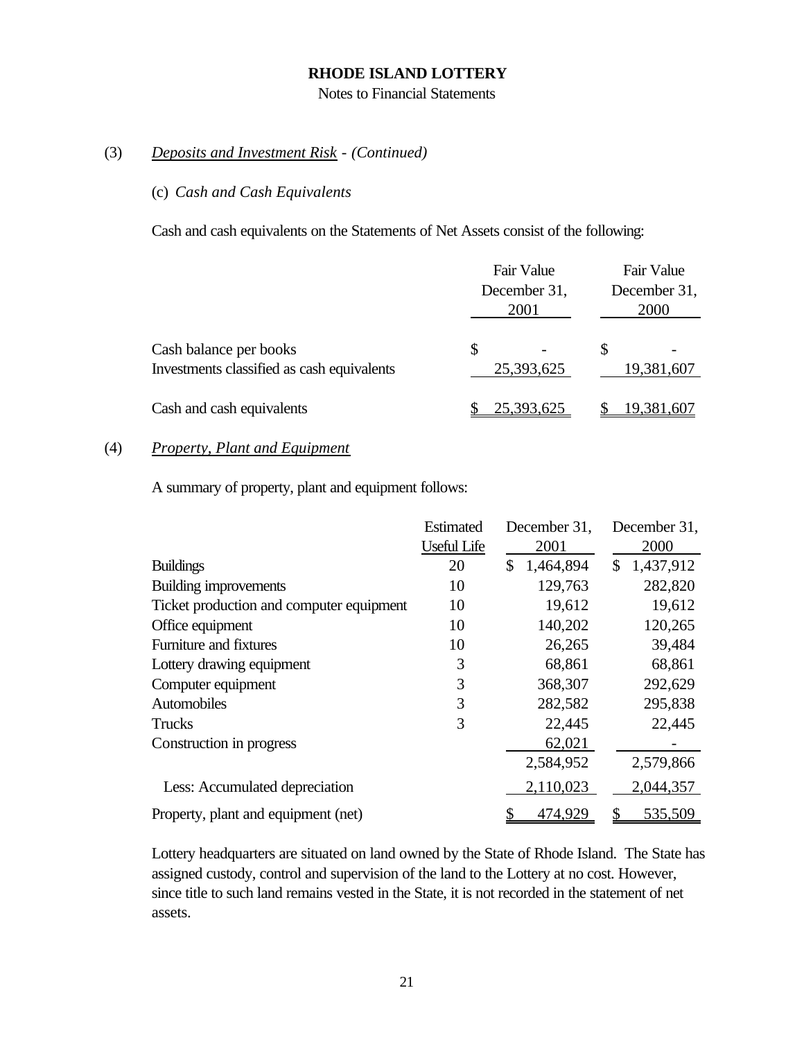# RHODE ISLAND LOTTERY

Notes to Financial Statements

## (3) *Deposits and Investment Risk* - *(Continued)*

### (c) *Cash and Cash Equivalents*

Cash and cash equivalents on the Statements of Net Assets consist of the following:

| | Fair Value December 31, 2001 | Fair Value December 31, 2000 |
|---|---|---|
| Cash balance per books | $ - | $ - |
| Investments classified as cash equivalents | 25,393,625 | 19,381,607 |
| Cash and cash equivalents | $ 25,393,625 | $ 19,381,607 |

## (4) *Property, Plant and Equipment*

A summary of property, plant and equipment follows:

| | Estimated Useful Life | December 31, 2001 | December 31, 2000 |
|---|---|---|---|
| Buildings | 20 | $ 1,464,894 | $ 1,437,912 |
| Building improvements | 10 | 129,763 | 282,820 |
| Ticket production and computer equipment | 10 | 19,612 | 19,612 |
| Office equipment | 10 | 140,202 | 120,265 |
| Furniture and fixtures | 10 | 26,265 | 39,484 |
| Lottery drawing equipment | 3 | 68,861 | 68,861 |
| Computer equipment | 3 | 368,307 | 292,629 |
| Automobiles | 3 | 282,582 | 295,838 |
| Trucks | 3 | 22,445 | 22,445 |
| Construction in progress | | 62,021 | - |
| | | 2,584,952 | 2,579,866 |
| Less: Accumulated depreciation | | 2,110,023 | 2,044,357 |
| Property, plant and equipment (net) | | $ 474,929 | $ 535,509 |

Lottery headquarters are situated on land owned by the State of Rhode Island. The State has assigned custody, control and supervision of the land to the Lottery at no cost. However, since title to such land remains vested in the State, it is not recorded in the statement of net assets.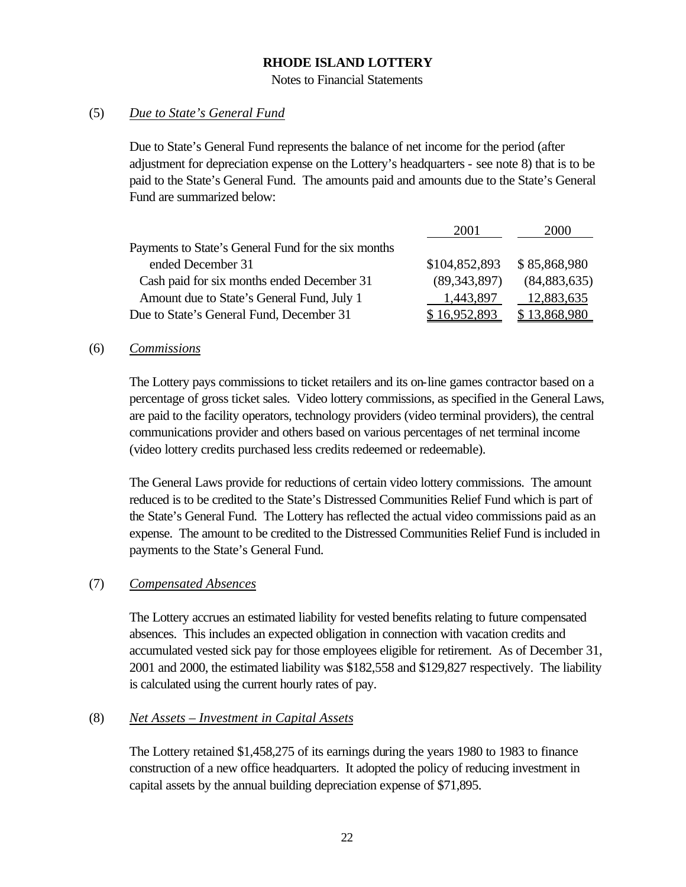# RHODE ISLAND LOTTERY

Notes to Financial Statements

## (5) *Due to State's General Fund*

Due to State's General Fund represents the balance of net income for the period (after adjustment for depreciation expense on the Lottery's headquarters - see note 8) that is to be paid to the State's General Fund. The amounts paid and amounts due to the State's General Fund are summarized below:

| | 2001 | 2000 |
|---|---|---|
| Payments to State's General Fund for the six months ended December 31 | $104,852,893 | $ 85,868,980 |
| Cash paid for six months ended December 31 | (89,343,897) | (84,883,635) |
| Amount due to State's General Fund, July 1 | 1,443,897 | 12,883,635 |
| Due to State's General Fund, December 31 | $ 16,952,893 | $ 13,868,980 |

## (6) *Commissions*

The Lottery pays commissions to ticket retailers and its on-line games contractor based on a percentage of gross ticket sales. Video lottery commissions, as specified in the General Laws, are paid to the facility operators, technology providers (video terminal providers), the central communications provider and others based on various percentages of net terminal income (video lottery credits purchased less credits redeemed or redeemable).

The General Laws provide for reductions of certain video lottery commissions. The amount reduced is to be credited to the State's Distressed Communities Relief Fund which is part of the State's General Fund. The Lottery has reflected the actual video commissions paid as an expense. The amount to be credited to the Distressed Communities Relief Fund is included in payments to the State's General Fund.

## (7) *Compensated Absences*

The Lottery accrues an estimated liability for vested benefits relating to future compensated absences. This includes an expected obligation in connection with vacation credits and accumulated vested sick pay for those employees eligible for retirement. As of December 31, 2001 and 2000, the estimated liability was $182,558 and $129,827 respectively. The liability is calculated using the current hourly rates of pay.

## (8) *Net Assets – Investment in Capital Assets*

The Lottery retained $1,458,275 of its earnings during the years 1980 to 1983 to finance construction of a new office headquarters. It adopted the policy of reducing investment in capital assets by the annual building depreciation expense of $71,895.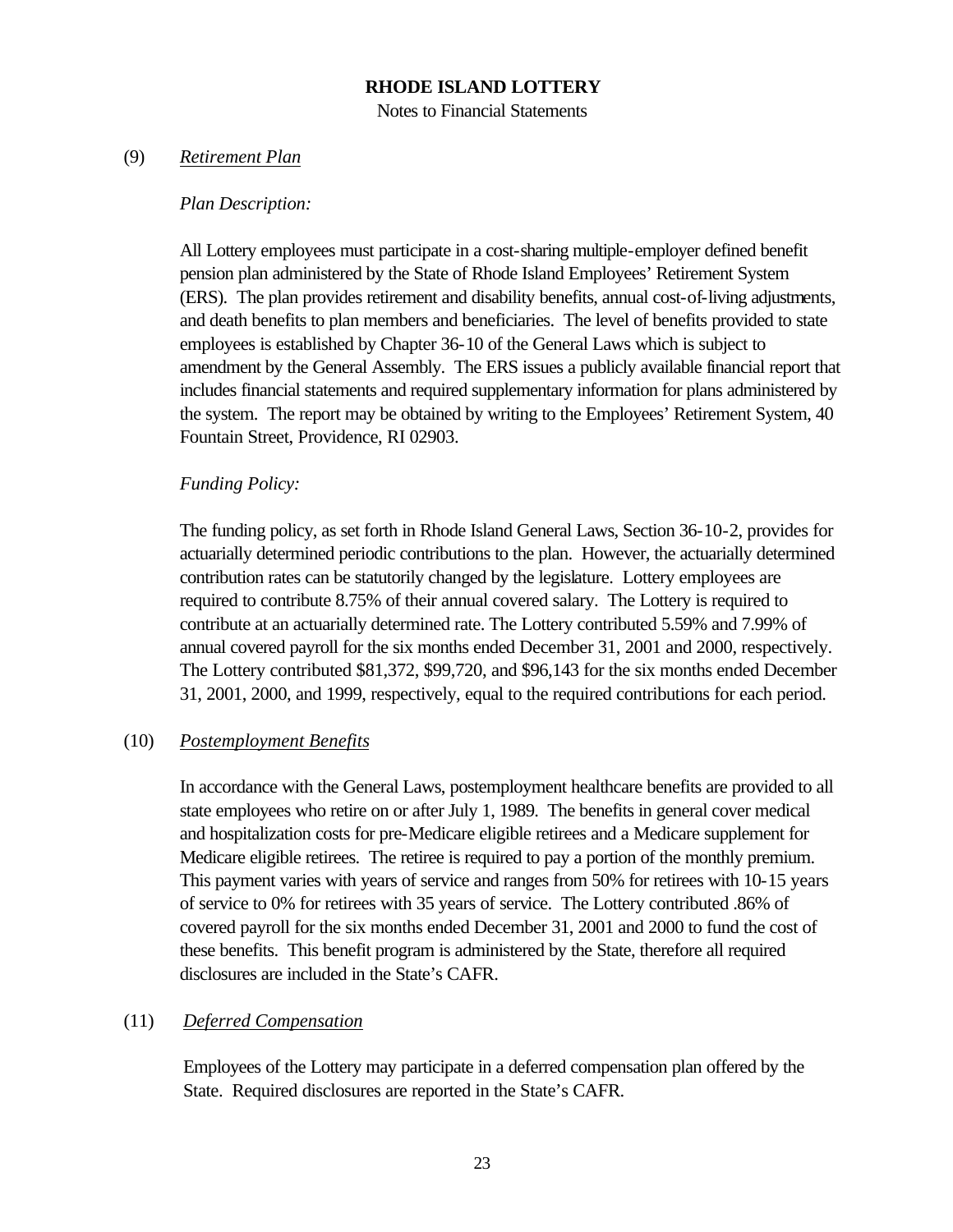# RHODE ISLAND LOTTERY

Notes to Financial Statements

## (9) *Retirement Plan*

*Plan Description:*

All Lottery employees must participate in a cost-sharing multiple-employer defined benefit pension plan administered by the State of Rhode Island Employees' Retirement System (ERS). The plan provides retirement and disability benefits, annual cost-of-living adjustments, and death benefits to plan members and beneficiaries. The level of benefits provided to state employees is established by Chapter 36-10 of the General Laws which is subject to amendment by the General Assembly. The ERS issues a publicly available financial report that includes financial statements and required supplementary information for plans administered by the system. The report may be obtained by writing to the Employees' Retirement System, 40 Fountain Street, Providence, RI 02903.

*Funding Policy:*

The funding policy, as set forth in Rhode Island General Laws, Section 36-10-2, provides for actuarially determined periodic contributions to the plan. However, the actuarially determined contribution rates can be statutorily changed by the legislature. Lottery employees are required to contribute 8.75% of their annual covered salary. The Lottery is required to contribute at an actuarially determined rate. The Lottery contributed 5.59% and 7.99% of annual covered payroll for the six months ended December 31, 2001 and 2000, respectively. The Lottery contributed $81,372, $99,720, and $96,143 for the six months ended December 31, 2001, 2000, and 1999, respectively, equal to the required contributions for each period.

## (10) *Postemployment Benefits*

In accordance with the General Laws, postemployment healthcare benefits are provided to all state employees who retire on or after July 1, 1989. The benefits in general cover medical and hospitalization costs for pre-Medicare eligible retirees and a Medicare supplement for Medicare eligible retirees. The retiree is required to pay a portion of the monthly premium. This payment varies with years of service and ranges from 50% for retirees with 10-15 years of service to 0% for retirees with 35 years of service. The Lottery contributed .86% of covered payroll for the six months ended December 31, 2001 and 2000 to fund the cost of these benefits. This benefit program is administered by the State, therefore all required disclosures are included in the State's CAFR.

## (11) *Deferred Compensation*

Employees of the Lottery may participate in a deferred compensation plan offered by the State. Required disclosures are reported in the State's CAFR.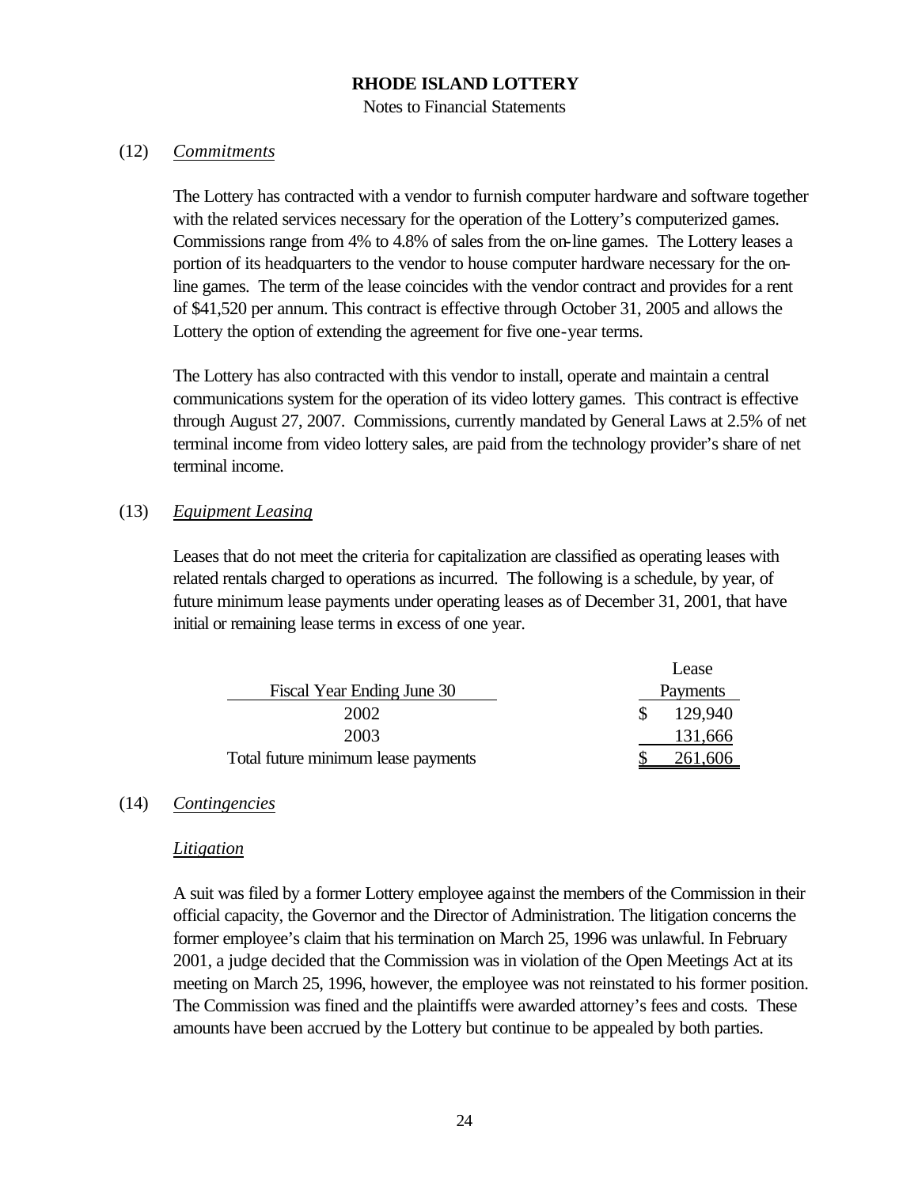# RHODE ISLAND LOTTERY

Notes to Financial Statements

(12) *Commitments*

The Lottery has contracted with a vendor to furnish computer hardware and software together with the related services necessary for the operation of the Lottery's computerized games. Commissions range from 4% to 4.8% of sales from the on-line games. The Lottery leases a portion of its headquarters to the vendor to house computer hardware necessary for the on-line games. The term of the lease coincides with the vendor contract and provides for a rent of $41,520 per annum. This contract is effective through October 31, 2005 and allows the Lottery the option of extending the agreement for five one-year terms.

The Lottery has also contracted with this vendor to install, operate and maintain a central communications system for the operation of its video lottery games. This contract is effective through August 27, 2007. Commissions, currently mandated by General Laws at 2.5% of net terminal income from video lottery sales, are paid from the technology provider's share of net terminal income.

(13) *Equipment Leasing*

Leases that do not meet the criteria for capitalization are classified as operating leases with related rentals charged to operations as incurred. The following is a schedule, by year, of future minimum lease payments under operating leases as of December 31, 2001, that have initial or remaining lease terms in excess of one year.

| Fiscal Year Ending June 30 | Lease Payments |
|---|---|
| 2002 | $ 129,940 |
| 2003 | 131,666 |
| Total future minimum lease payments | $ 261,606 |

(14) *Contingencies*

*Litigation*

A suit was filed by a former Lottery employee against the members of the Commission in their official capacity, the Governor and the Director of Administration. The litigation concerns the former employee's claim that his termination on March 25, 1996 was unlawful. In February 2001, a judge decided that the Commission was in violation of the Open Meetings Act at its meeting on March 25, 1996, however, the employee was not reinstated to his former position. The Commission was fined and the plaintiffs were awarded attorney's fees and costs. These amounts have been accrued by the Lottery but continue to be appealed by both parties.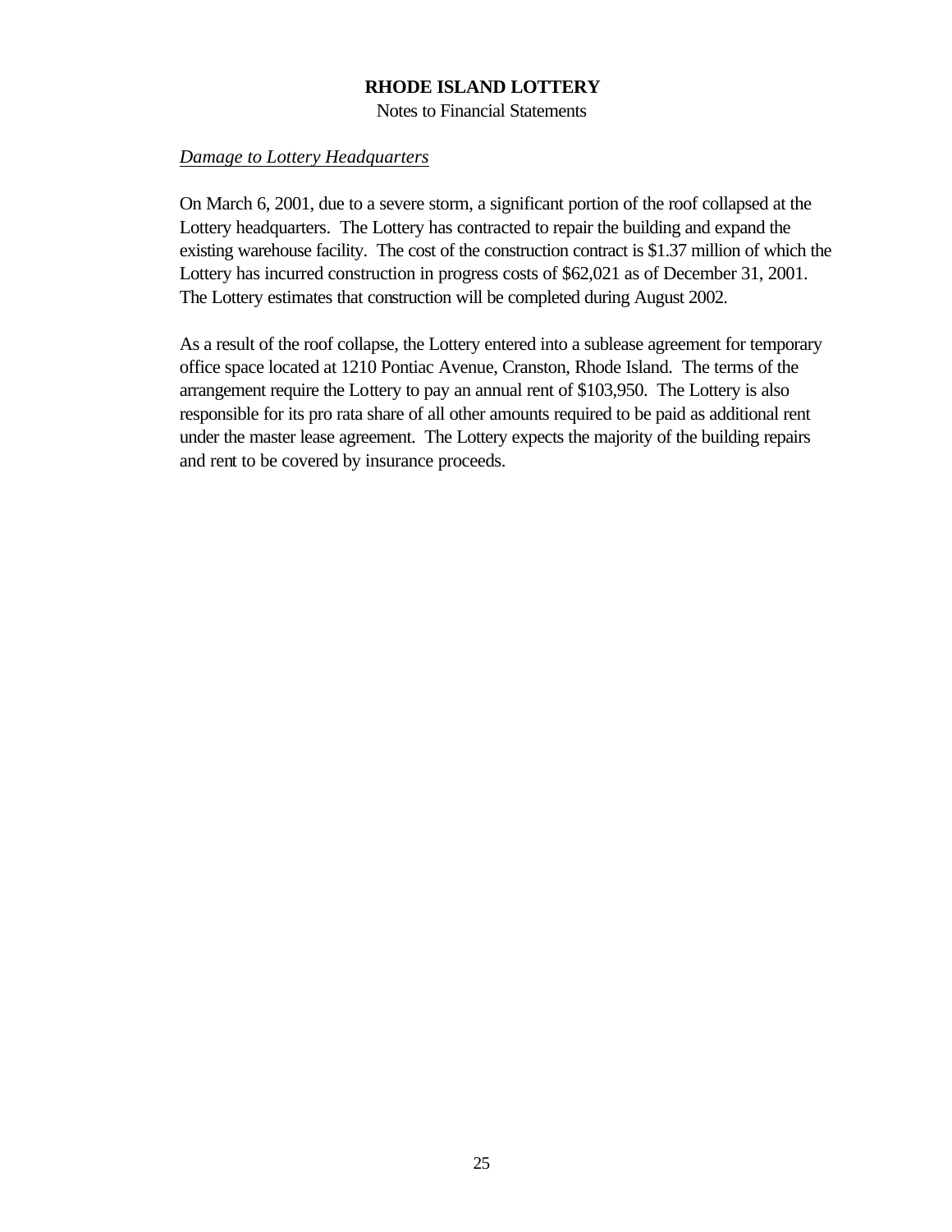*Damage to Lottery Headquarters*

On March 6, 2001, due to a severe storm, a significant portion of the roof collapsed at the Lottery headquarters. The Lottery has contracted to repair the building and expand the existing warehouse facility. The cost of the construction contract is $1.37 million of which the Lottery has incurred construction in progress costs of $62,021 as of December 31, 2001. The Lottery estimates that construction will be completed during August 2002.

As a result of the roof collapse, the Lottery entered into a sublease agreement for temporary office space located at 1210 Pontiac Avenue, Cranston, Rhode Island. The terms of the arrangement require the Lottery to pay an annual rent of $103,950. The Lottery is also responsible for its pro rata share of all other amounts required to be paid as additional rent under the master lease agreement. The Lottery expects the majority of the building repairs and rent to be covered by insurance proceeds.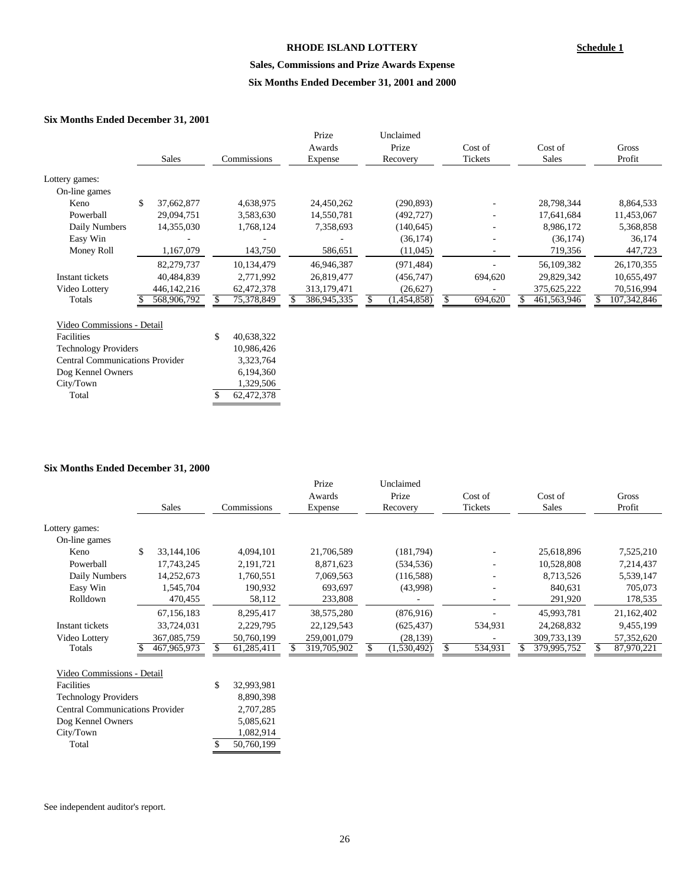# RHODE ISLAND LOTTERY

**Schedule 1**

## Sales, Commissions and Prize Awards Expense

## Six Months Ended December 31, 2001 and 2000

### Six Months Ended December 31, 2001

| | Sales | Commissions | Prize Awards Expense | Unclaimed Prize Recovery | Cost of Tickets | Cost of Sales | Gross Profit |
|---|---|---|---|---|---|---|---|
| Lottery games: | | | | | | | |
| On-line games | | | | | | | |
| Keno | $ 37,662,877 | 4,638,975 | 24,450,262 | (290,893) | - | 28,798,344 | 8,864,533 |
| Powerball | 29,094,751 | 3,583,630 | 14,550,781 | (492,727) | - | 17,641,684 | 11,453,067 |
| Daily Numbers | 14,355,030 | 1,768,124 | 7,358,693 | (140,645) | - | 8,986,172 | 5,368,858 |
| Easy Win | - | - | - | (36,174) | - | (36,174) | 36,174 |
| Money Roll | 1,167,079 | 143,750 | 586,651 | (11,045) | - | 719,356 | 447,723 |
| | 82,279,737 | 10,134,479 | 46,946,387 | (971,484) | - | 56,109,382 | 26,170,355 |
| Instant tickets | 40,484,839 | 2,771,992 | 26,819,477 | (456,747) | 694,620 | 29,829,342 | 10,655,497 |
| Video Lottery | 446,142,216 | 62,472,378 | 313,179,471 | (26,627) | - | 375,625,222 | 70,516,994 |
| Totals | $ 568,906,792 | $ 75,378,849 | $ 386,945,335 | $ (1,454,858) | $ 694,620 | $ 461,563,946 | $ 107,342,846 |

| Video Commissions - Detail | |
|---|---|
| Facilities | $ 40,638,322 |
| Technology Providers | 10,986,426 |
| Central Communications Provider | 3,323,764 |
| Dog Kennel Owners | 6,194,360 |
| City/Town | 1,329,506 |
| Total | $ 62,472,378 |

### Six Months Ended December 31, 2000

| | Sales | Commissions | Prize Awards Expense | Unclaimed Prize Recovery | Cost of Tickets | Cost of Sales | Gross Profit |
|---|---|---|---|---|---|---|---|
| Lottery games: | | | | | | | |
| On-line games | | | | | | | |
| Keno | $ 33,144,106 | 4,094,101 | 21,706,589 | (181,794) | - | 25,618,896 | 7,525,210 |
| Powerball | 17,743,245 | 2,191,721 | 8,871,623 | (534,536) | - | 10,528,808 | 7,214,437 |
| Daily Numbers | 14,252,673 | 1,760,551 | 7,069,563 | (116,588) | - | 8,713,526 | 5,539,147 |
| Easy Win | 1,545,704 | 190,932 | 693,697 | (43,998) | - | 840,631 | 705,073 |
| Rolldown | 470,455 | 58,112 | 233,808 | - | - | 291,920 | 178,535 |
| | 67,156,183 | 8,295,417 | 38,575,280 | (876,916) | - | 45,993,781 | 21,162,402 |
| Instant tickets | 33,724,031 | 2,229,795 | 22,129,543 | (625,437) | 534,931 | 24,268,832 | 9,455,199 |
| Video Lottery | 367,085,759 | 50,760,199 | 259,001,079 | (28,139) | - | 309,733,139 | 57,352,620 |
| Totals | $ 467,965,973 | $ 61,285,411 | $ 319,705,902 | $ (1,530,492) | $ 534,931 | $ 379,995,752 | $ 87,970,221 |

| Video Commissions - Detail | |
|---|---|
| Facilities | $ 32,993,981 |
| Technology Providers | 8,890,398 |
| Central Communications Provider | 2,707,285 |
| Dog Kennel Owners | 5,085,621 |
| City/Town | 1,082,914 |
| Total | $ 50,760,199 |

See independent auditor's report.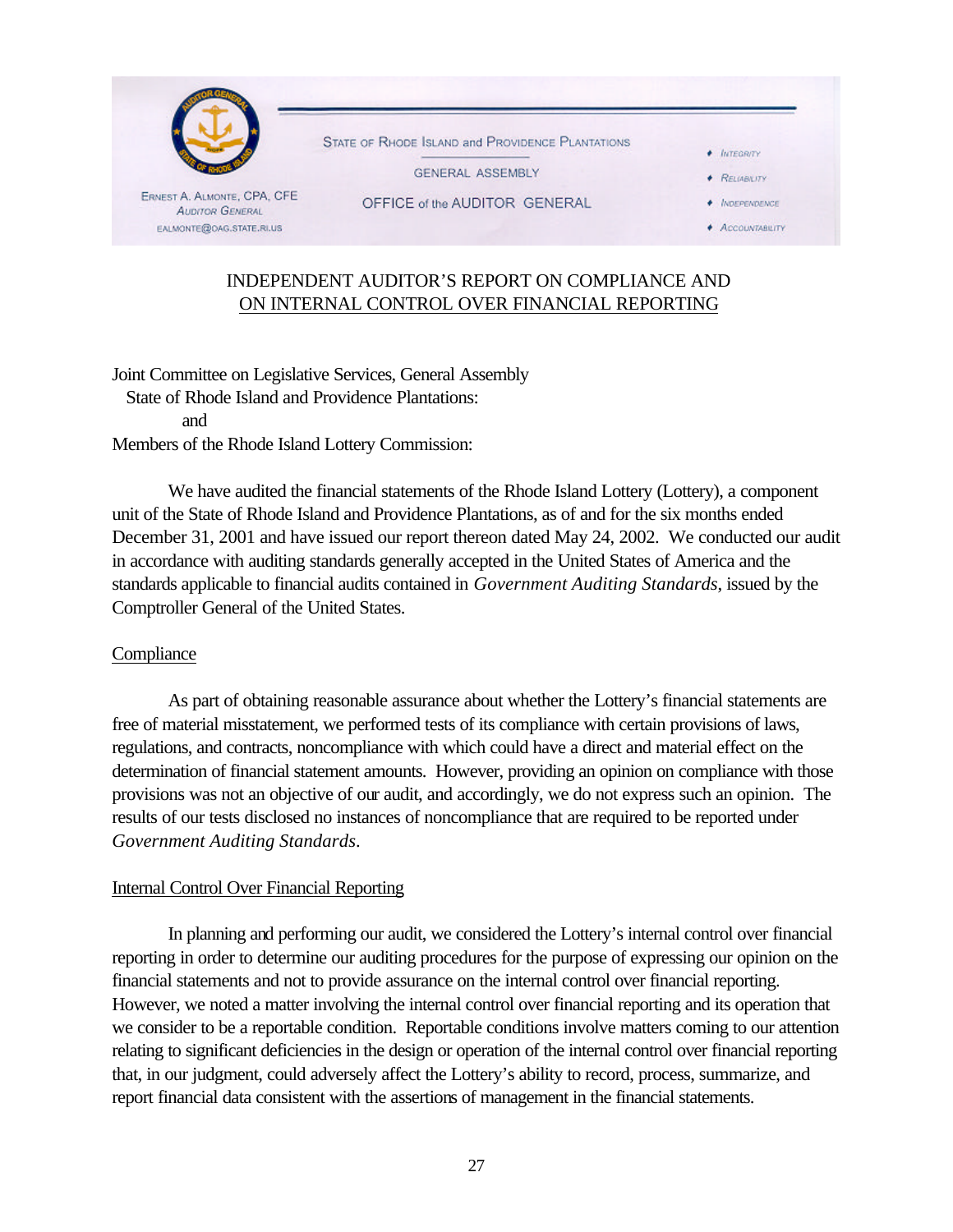STATE OF RHODE ISLAND and PROVIDENCE PLANTATIONS

GENERAL ASSEMBLY

OFFICE of the AUDITOR GENERAL

ERNEST A. ALMONTE, CPA, CFE
AUDITOR GENERAL
EALMONTE@OAG.STATE.RI.US

- INTEGRITY
- RELIABILITY
- INDEPENDENCE
- ACCOUNTABILITY

# INDEPENDENT AUDITOR'S REPORT ON COMPLIANCE AND ON INTERNAL CONTROL OVER FINANCIAL REPORTING

Joint Committee on Legislative Services, General Assembly
State of Rhode Island and Providence Plantations:
and
Members of the Rhode Island Lottery Commission:

We have audited the financial statements of the Rhode Island Lottery (Lottery), a component unit of the State of Rhode Island and Providence Plantations, as of and for the six months ended December 31, 2001 and have issued our report thereon dated May 24, 2002. We conducted our audit in accordance with auditing standards generally accepted in the United States of America and the standards applicable to financial audits contained in *Government Auditing Standards*, issued by the Comptroller General of the United States.

## Compliance

As part of obtaining reasonable assurance about whether the Lottery's financial statements are free of material misstatement, we performed tests of its compliance with certain provisions of laws, regulations, and contracts, noncompliance with which could have a direct and material effect on the determination of financial statement amounts. However, providing an opinion on compliance with those provisions was not an objective of our audit, and accordingly, we do not express such an opinion. The results of our tests disclosed no instances of noncompliance that are required to be reported under *Government Auditing Standards*.

## Internal Control Over Financial Reporting

In planning and performing our audit, we considered the Lottery's internal control over financial reporting in order to determine our auditing procedures for the purpose of expressing our opinion on the financial statements and not to provide assurance on the internal control over financial reporting. However, we noted a matter involving the internal control over financial reporting and its operation that we consider to be a reportable condition. Reportable conditions involve matters coming to our attention relating to significant deficiencies in the design or operation of the internal control over financial reporting that, in our judgment, could adversely affect the Lottery's ability to record, process, summarize, and report financial data consistent with the assertions of management in the financial statements.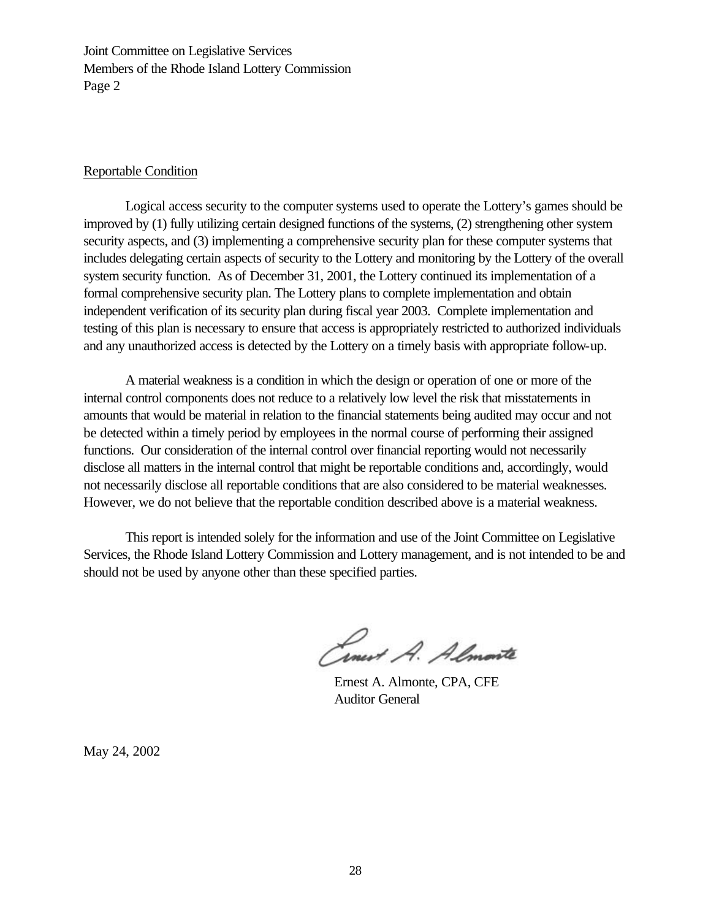Joint Committee on Legislative Services
Members of the Rhode Island Lottery Commission
Page 2

Reportable Condition

Logical access security to the computer systems used to operate the Lottery's games should be improved by (1) fully utilizing certain designed functions of the systems, (2) strengthening other system security aspects, and (3) implementing a comprehensive security plan for these computer systems that includes delegating certain aspects of security to the Lottery and monitoring by the Lottery of the overall system security function. As of December 31, 2001, the Lottery continued its implementation of a formal comprehensive security plan. The Lottery plans to complete implementation and obtain independent verification of its security plan during fiscal year 2003. Complete implementation and testing of this plan is necessary to ensure that access is appropriately restricted to authorized individuals and any unauthorized access is detected by the Lottery on a timely basis with appropriate follow-up.

A material weakness is a condition in which the design or operation of one or more of the internal control components does not reduce to a relatively low level the risk that misstatements in amounts that would be material in relation to the financial statements being audited may occur and not be detected within a timely period by employees in the normal course of performing their assigned functions. Our consideration of the internal control over financial reporting would not necessarily disclose all matters in the internal control that might be reportable conditions and, accordingly, would not necessarily disclose all reportable conditions that are also considered to be material weaknesses. However, we do not believe that the reportable condition described above is a material weakness.

This report is intended solely for the information and use of the Joint Committee on Legislative Services, the Rhode Island Lottery Commission and Lottery management, and is not intended to be and should not be used by anyone other than these specified parties.

Ernest A. Almonte

Ernest A. Almonte, CPA, CFE
Auditor General

May 24, 2002